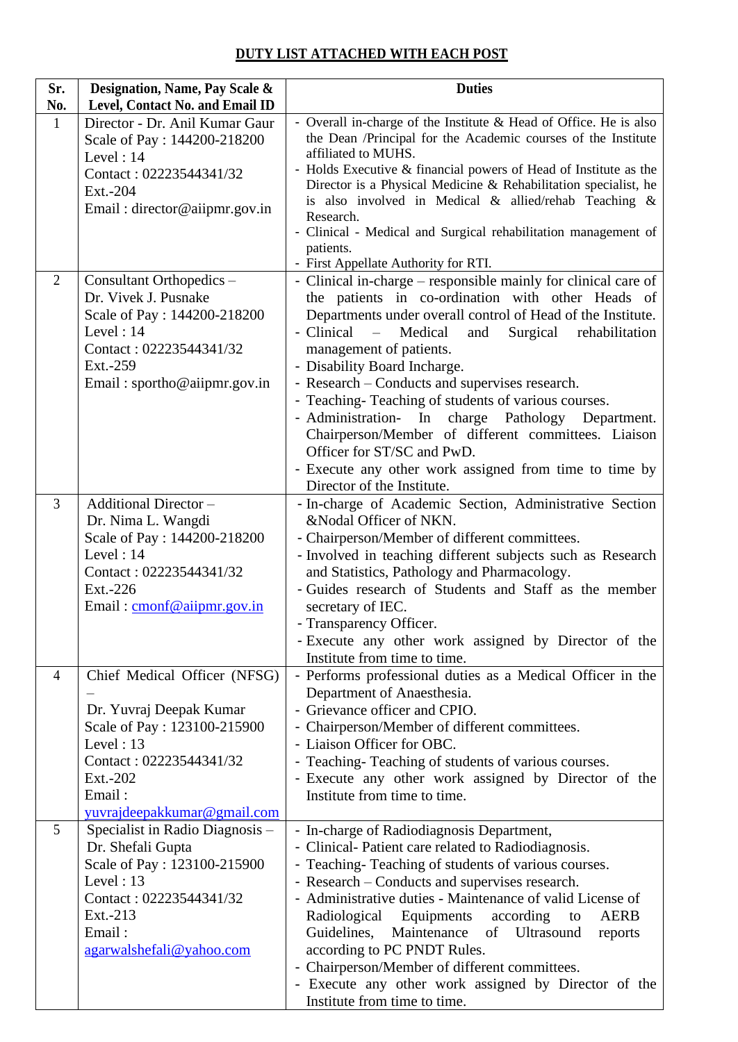**DUTY LIST ATTACHED WITH EACH POST**

| Sr. No. | Designation, Name, Pay Scale & Level, Contact No. and Email ID | Duties |
|---|---|---|
| 1 | Director - Dr. Anil Kumar Gaur<br>Scale of Pay : 144200-218200<br>Level : 14<br>Contact : 02223544341/32<br>Ext.-204<br>Email : director@aiipmr.gov.in | - Overall in-charge of the Institute & Head of Office. He is also the Dean /Principal for the Academic courses of the Institute affiliated to MUHS.<br>- Holds Executive & financial powers of Head of Institute as the Director is a Physical Medicine & Rehabilitation specialist, he is also involved in Medical & allied/rehab Teaching & Research.<br>- Clinical - Medical and Surgical rehabilitation management of patients.<br>- First Appellate Authority for RTI. |
| 2 | Consultant Orthopedics – Dr. Vivek J. Pusnake<br>Scale of Pay : 144200-218200<br>Level : 14<br>Contact : 02223544341/32<br>Ext.-259<br>Email : sportho@aiipmr.gov.in | - Clinical in-charge – responsible mainly for clinical care of the patients in co-ordination with other Heads of Departments under overall control of Head of the Institute.<br>- Clinical – Medical and Surgical rehabilitation management of patients.<br>- Disability Board Incharge.<br>- Research – Conducts and supervises research.<br>- Teaching- Teaching of students of various courses.<br>- Administration- In charge Pathology Department. Chairperson/Member of different committees. Liaison Officer for ST/SC and PwD.<br>- Execute any other work assigned from time to time by Director of the Institute. |
| 3 | Additional Director – Dr. Nima L. Wangdi<br>Scale of Pay : 144200-218200<br>Level : 14<br>Contact : 02223544341/32<br>Ext.-226<br>Email : cmonf@aiipmr.gov.in | - In-charge of Academic Section, Administrative Section &Nodal Officer of NKN.<br>- Chairperson/Member of different committees.<br>- Involved in teaching different subjects such as Research and Statistics, Pathology and Pharmacology.<br>- Guides research of Students and Staff as the member secretary of IEC.<br>- Transparency Officer.<br>- Execute any other work assigned by Director of the Institute from time to time. |
| 4 | Chief Medical Officer (NFSG) – Dr. Yuvraj Deepak Kumar<br>Scale of Pay : 123100-215900<br>Level : 13<br>Contact : 02223544341/32<br>Ext.-202<br>Email : yuvrajdeepakkumar@gmail.com | - Performs professional duties as a Medical Officer in the Department of Anaesthesia.<br>- Grievance officer and CPIO.<br>- Chairperson/Member of different committees.<br>- Liaison Officer for OBC.<br>- Teaching- Teaching of students of various courses.<br>- Execute any other work assigned by Director of the Institute from time to time. |
| 5 | Specialist in Radio Diagnosis – Dr. Shefali Gupta<br>Scale of Pay : 123100-215900<br>Level : 13<br>Contact : 02223544341/32<br>Ext.-213<br>Email : agarwalshefali@yahoo.com | - In-charge of Radiodiagnosis Department,<br>- Clinical- Patient care related to Radiodiagnosis.<br>- Teaching- Teaching of students of various courses.<br>- Research – Conducts and supervises research.<br>- Administrative duties - Maintenance of valid License of Radiological Equipments according to AERB Guidelines, Maintenance of Ultrasound reports according to PC PNDT Rules.<br>- Chairperson/Member of different committees.<br>- Execute any other work assigned by Director of the Institute from time to time. |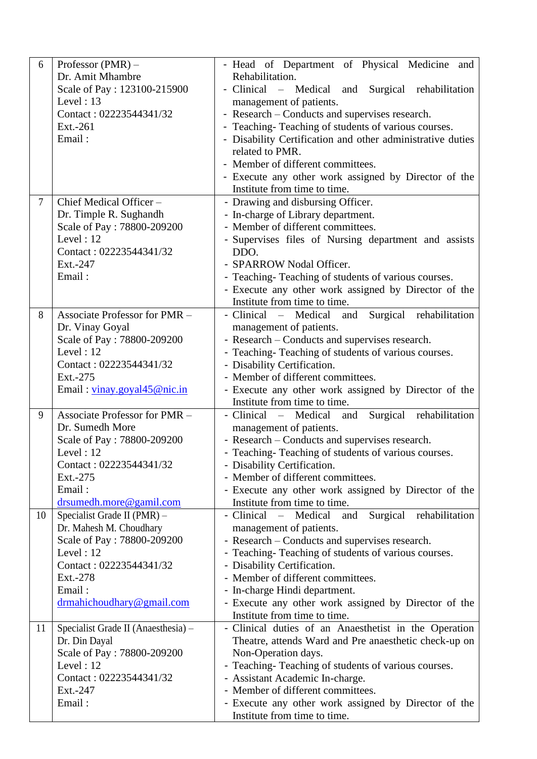| | | |
|---|---|---|
| 6 | Professor (PMR) – <br>Dr. Amit Mhambre<br>Scale of Pay : 123100-215900<br>Level : 13<br>Contact : 02223544341/32<br>Ext.-261<br>Email : | - Head of Department of Physical Medicine and Rehabilitation.<br>- Clinical – Medical and Surgical rehabilitation management of patients.<br>- Research – Conducts and supervises research.<br>- Teaching- Teaching of students of various courses.<br>- Disability Certification and other administrative duties related to PMR.<br>- Member of different committees.<br>- Execute any other work assigned by Director of the Institute from time to time. |
| 7 | Chief Medical Officer – <br>Dr. Timple R. Sughandh<br>Scale of Pay : 78800-209200<br>Level : 12<br>Contact : 02223544341/32<br>Ext.-247<br>Email : | - Drawing and disbursing Officer.<br>- In-charge of Library department.<br>- Member of different committees.<br>- Supervises files of Nursing department and assists DDO.<br>- SPARROW Nodal Officer.<br>- Teaching- Teaching of students of various courses.<br>- Execute any other work assigned by Director of the Institute from time to time. |
| 8 | Associate Professor for PMR – <br>Dr. Vinay Goyal<br>Scale of Pay : 78800-209200<br>Level : 12<br>Contact : 02223544341/32<br>Ext.-275<br>Email : vinay.goyal45@nic.in | - Clinical – Medical and Surgical rehabilitation management of patients.<br>- Research – Conducts and supervises research.<br>- Teaching- Teaching of students of various courses.<br>- Disability Certification.<br>- Member of different committees.<br>- Execute any other work assigned by Director of the Institute from time to time. |
| 9 | Associate Professor for PMR – <br>Dr. Sumedh More<br>Scale of Pay : 78800-209200<br>Level : 12<br>Contact : 02223544341/32<br>Ext.-275<br>Email :<br>drsumedh.more@gamil.com | - Clinical – Medical and Surgical rehabilitation management of patients.<br>- Research – Conducts and supervises research.<br>- Teaching- Teaching of students of various courses.<br>- Disability Certification.<br>- Member of different committees.<br>- Execute any other work assigned by Director of the Institute from time to time. |
| 10 | Specialist Grade II (PMR) – <br>Dr. Mahesh M. Choudhary<br>Scale of Pay : 78800-209200<br>Level : 12<br>Contact : 02223544341/32<br>Ext.-278<br>Email :<br>drmahichoudhary@gmail.com | - Clinical – Medical and Surgical rehabilitation management of patients.<br>- Research – Conducts and supervises research.<br>- Teaching- Teaching of students of various courses.<br>- Disability Certification.<br>- Member of different committees.<br>- In-charge Hindi department.<br>- Execute any other work assigned by Director of the Institute from time to time. |
| 11 | Specialist Grade II (Anaesthesia) – <br>Dr. Din Dayal<br>Scale of Pay : 78800-209200<br>Level : 12<br>Contact : 02223544341/32<br>Ext.-247<br>Email : | - Clinical duties of an Anaesthetist in the Operation Theatre, attends Ward and Pre anaesthetic check-up on Non-Operation days.<br>- Teaching- Teaching of students of various courses.<br>- Assistant Academic In-charge.<br>- Member of different committees.<br>- Execute any other work assigned by Director of the Institute from time to time. |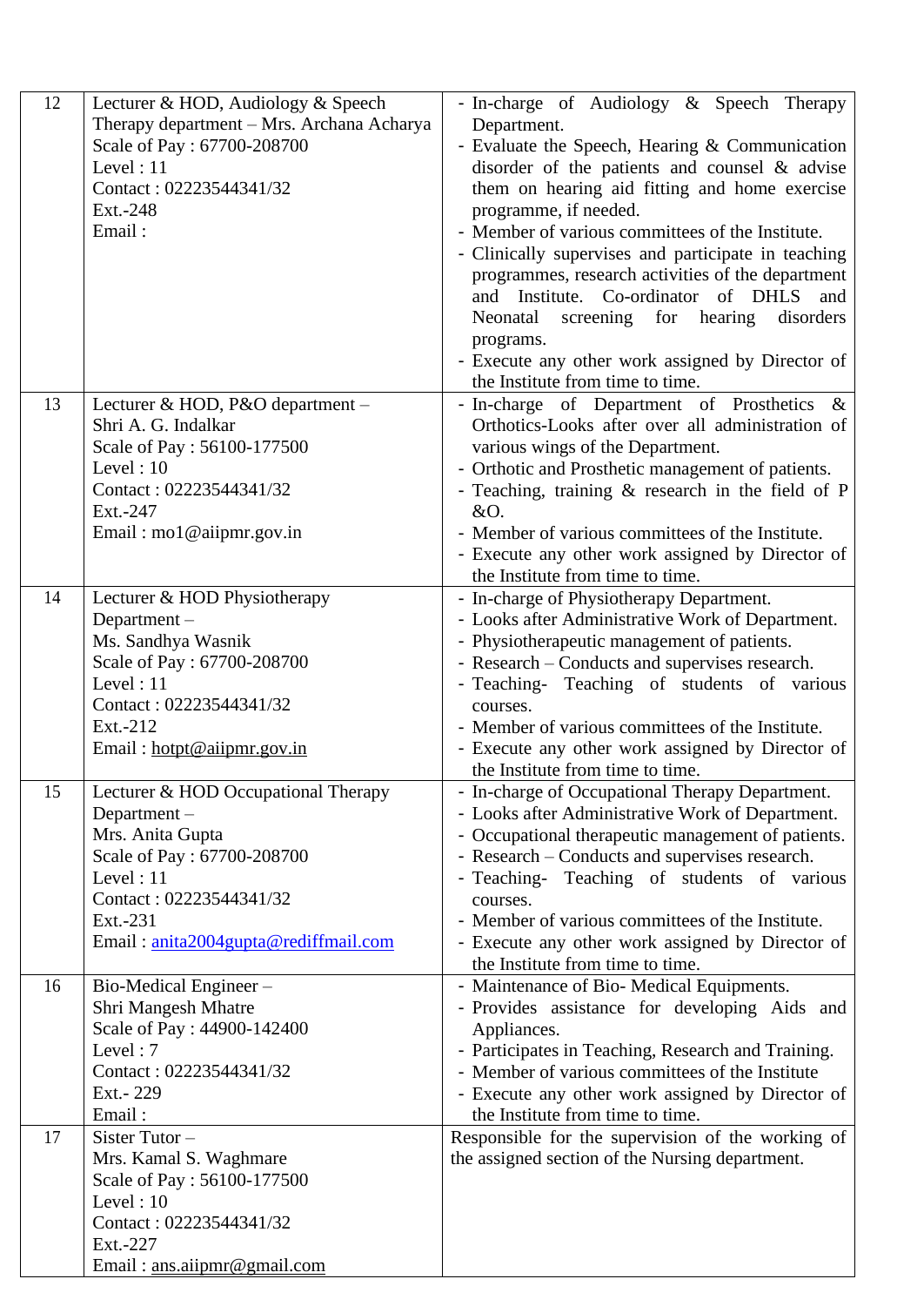| | | |
|---|---|---|
| 12 | Lecturer & HOD, Audiology & Speech Therapy department – Mrs. Archana Acharya<br>Scale of Pay : 67700-208700<br>Level : 11<br>Contact : 02223544341/32<br>Ext.-248<br>Email : | - In-charge of Audiology & Speech Therapy Department.<br>- Evaluate the Speech, Hearing & Communication disorder of the patients and counsel & advise them on hearing aid fitting and home exercise programme, if needed.<br>- Member of various committees of the Institute.<br>- Clinically supervises and participate in teaching programmes, research activities of the department and Institute. Co-ordinator of DHLS and Neonatal screening for hearing disorders programs.<br>- Execute any other work assigned by Director of the Institute from time to time. |
| 13 | Lecturer & HOD, P&O department – Shri A. G. Indalkar<br>Scale of Pay : 56100-177500<br>Level : 10<br>Contact : 02223544341/32<br>Ext.-247<br>Email : mo1@aiipmr.gov.in | - In-charge of Department of Prosthetics & Orthotics-Looks after over all administration of various wings of the Department.<br>- Orthotic and Prosthetic management of patients.<br>- Teaching, training & research in the field of P &O.<br>- Member of various committees of the Institute.<br>- Execute any other work assigned by Director of the Institute from time to time. |
| 14 | Lecturer & HOD Physiotherapy Department –<br>Ms. Sandhya Wasnik<br>Scale of Pay : 67700-208700<br>Level : 11<br>Contact : 02223544341/32<br>Ext.-212<br>Email : hotpt@aiipmr.gov.in | - In-charge of Physiotherapy Department.<br>- Looks after Administrative Work of Department.<br>- Physiotherapeutic management of patients.<br>- Research – Conducts and supervises research.<br>- Teaching- Teaching of students of various courses.<br>- Member of various committees of the Institute.<br>- Execute any other work assigned by Director of the Institute from time to time. |
| 15 | Lecturer & HOD Occupational Therapy Department –<br>Mrs. Anita Gupta<br>Scale of Pay : 67700-208700<br>Level : 11<br>Contact : 02223544341/32<br>Ext.-231<br>Email : anita2004gupta@rediffmail.com | - In-charge of Occupational Therapy Department.<br>- Looks after Administrative Work of Department.<br>- Occupational therapeutic management of patients.<br>- Research – Conducts and supervises research.<br>- Teaching- Teaching of students of various courses.<br>- Member of various committees of the Institute.<br>- Execute any other work assigned by Director of the Institute from time to time. |
| 16 | Bio-Medical Engineer –<br>Shri Mangesh Mhatre<br>Scale of Pay : 44900-142400<br>Level : 7<br>Contact : 02223544341/32<br>Ext.- 229<br>Email : | - Maintenance of Bio- Medical Equipments.<br>- Provides assistance for developing Aids and Appliances.<br>- Participates in Teaching, Research and Training.<br>- Member of various committees of the Institute<br>- Execute any other work assigned by Director of the Institute from time to time. |
| 17 | Sister Tutor –<br>Mrs. Kamal S. Waghmare<br>Scale of Pay : 56100-177500<br>Level : 10<br>Contact : 02223544341/32<br>Ext.-227<br>Email : ans.aiipmr@gmail.com | Responsible for the supervision of the working of the assigned section of the Nursing department. |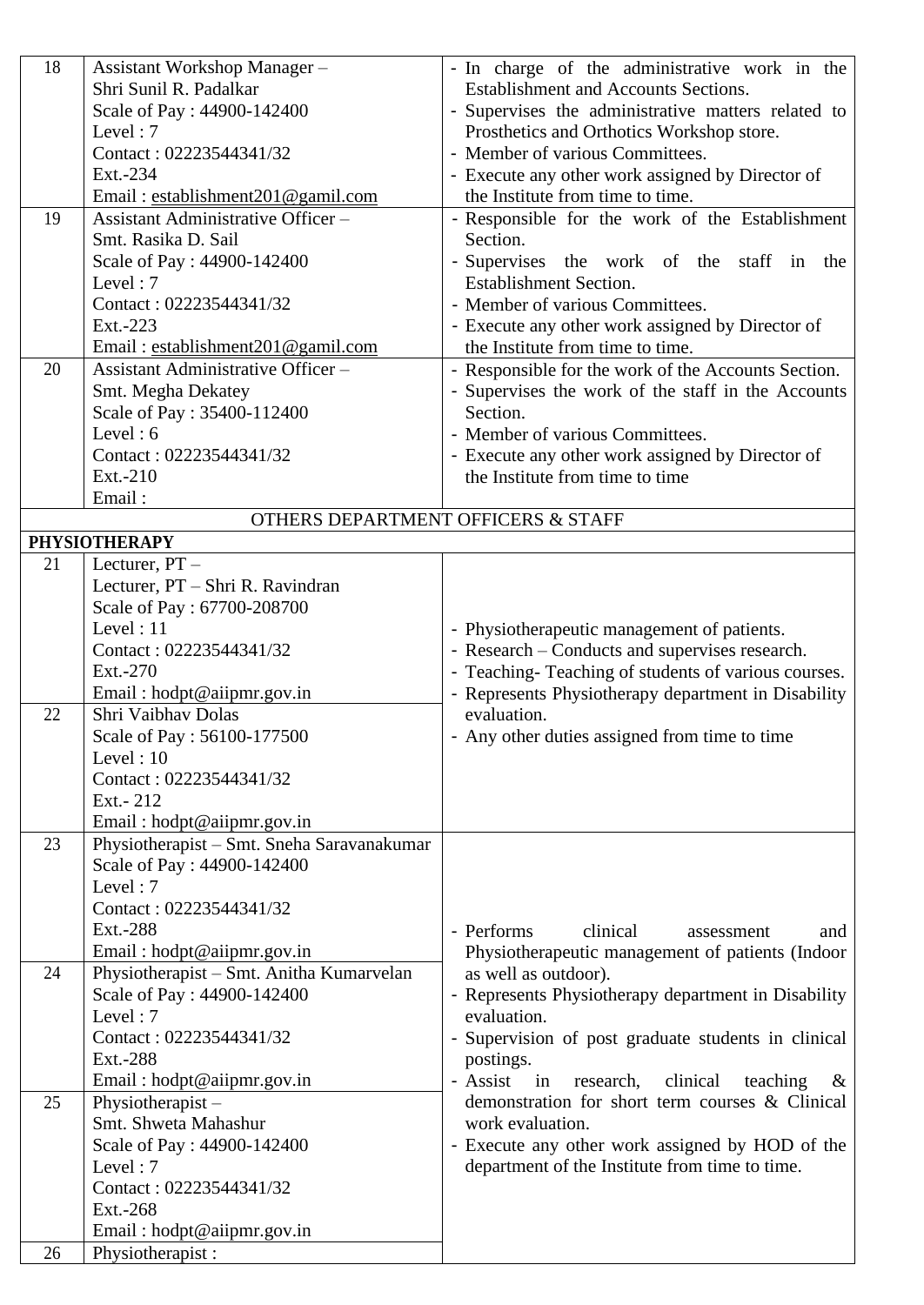| | | |
|---|---|---|
| 18 | Assistant Workshop Manager – Shri Sunil R. Padalkar<br>Scale of Pay : 44900-142400<br>Level : 7<br>Contact : 02223544341/32<br>Ext.-234<br>Email : establishment201@gamil.com | - In charge of the administrative work in the Establishment and Accounts Sections.<br>- Supervises the administrative matters related to Prosthetics and Orthotics Workshop store.<br>- Member of various Committees.<br>- Execute any other work assigned by Director of the Institute from time to time. |
| 19 | Assistant Administrative Officer – Smt. Rasika D. Sail<br>Scale of Pay : 44900-142400<br>Level : 7<br>Contact : 02223544341/32<br>Ext.-223<br>Email : establishment201@gamil.com | - Responsible for the work of the Establishment Section.<br>- Supervises the work of the staff in the Establishment Section.<br>- Member of various Committees.<br>- Execute any other work assigned by Director of the Institute from time to time. |
| 20 | Assistant Administrative Officer – Smt. Megha Dekatey<br>Scale of Pay : 35400-112400<br>Level : 6<br>Contact : 02223544341/32<br>Ext.-210<br>Email : | - Responsible for the work of the Accounts Section.<br>- Supervises the work of the staff in the Accounts Section.<br>- Member of various Committees.<br>- Execute any other work assigned by Director of the Institute from time to time |
| | OTHERS DEPARTMENT OFFICERS & STAFF | |
| **PHYSIOTHERAPY** | | |
| 21 | Lecturer, PT –<br>Lecturer, PT – Shri R. Ravindran<br>Scale of Pay : 67700-208700<br>Level : 11<br>Contact : 02223544341/32<br>Ext.-270<br>Email : hodpt@aiipmr.gov.in | - Physiotherapeutic management of patients.<br>- Research – Conducts and supervises research.<br>- Teaching- Teaching of students of various courses.<br>- Represents Physiotherapy department in Disability evaluation.<br>- Any other duties assigned from time to time |
| 22 | Shri Vaibhav Dolas<br>Scale of Pay : 56100-177500<br>Level : 10<br>Contact : 02223544341/32<br>Ext.- 212<br>Email : hodpt@aiipmr.gov.in | |
| 23 | Physiotherapist – Smt. Sneha Saravanakumar<br>Scale of Pay : 44900-142400<br>Level : 7<br>Contact : 02223544341/32<br>Ext.-288<br>Email : hodpt@aiipmr.gov.in | - Performs clinical assessment and Physiotherapeutic management of patients (Indoor as well as outdoor).<br>- Represents Physiotherapy department in Disability evaluation.<br>- Supervision of post graduate students in clinical postings.<br>- Assist in research, clinical teaching & demonstration for short term courses & Clinical work evaluation.<br>- Execute any other work assigned by HOD of the department of the Institute from time to time. |
| 24 | Physiotherapist – Smt. Anitha Kumarvelan<br>Scale of Pay : 44900-142400<br>Level : 7<br>Contact : 02223544341/32<br>Ext.-288<br>Email : hodpt@aiipmr.gov.in | |
| 25 | Physiotherapist – Smt. Shweta Mahashur<br>Scale of Pay : 44900-142400<br>Level : 7<br>Contact : 02223544341/32<br>Ext.-268<br>Email : hodpt@aiipmr.gov.in | |
| 26 | Physiotherapist : | |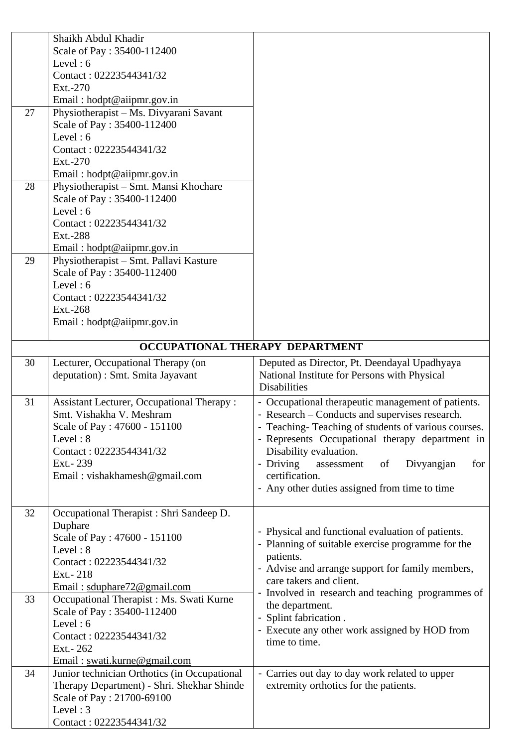| | | |
|---|---|---|
| | Shaikh Abdul Khadir<br>Scale of Pay : 35400-112400<br>Level : 6<br>Contact : 02223544341/32<br>Ext.-270<br>Email : hodpt@aiipmr.gov.in | |
| 27 | Physiotherapist – Ms. Divyarani Savant<br>Scale of Pay : 35400-112400<br>Level : 6<br>Contact : 02223544341/32<br>Ext.-270<br>Email : hodpt@aiipmr.gov.in | |
| 28 | Physiotherapist – Smt. Mansi Khochare<br>Scale of Pay : 35400-112400<br>Level : 6<br>Contact : 02223544341/32<br>Ext.-288<br>Email : hodpt@aiipmr.gov.in | |
| 29 | Physiotherapist – Smt. Pallavi Kasture<br>Scale of Pay : 35400-112400<br>Level : 6<br>Contact : 02223544341/32<br>Ext.-268<br>Email : hodpt@aiipmr.gov.in | |
| | **OCCUPATIONAL THERAPY DEPARTMENT** | |
| 30 | Lecturer, Occupational Therapy (on deputation) : Smt. Smita Jayavant | Deputed as Director, Pt. Deendayal Upadhyaya National Institute for Persons with Physical Disabilities |
| 31 | Assistant Lecturer, Occupational Therapy : Smt. Vishakha V. Meshram<br>Scale of Pay : 47600 - 151100<br>Level : 8<br>Contact : 02223544341/32<br>Ext.- 239<br>Email : vishakhamesh@gmail.com | - Occupational therapeutic management of patients.<br>- Research – Conducts and supervises research.<br>- Teaching- Teaching of students of various courses.<br>- Represents Occupational therapy department in Disability evaluation.<br>- Driving assessment of Divyangjan for certification.<br>- Any other duties assigned from time to time |
| 32 | Occupational Therapist : Shri Sandeep D. Duphare<br>Scale of Pay : 47600 - 151100<br>Level : 8<br>Contact : 02223544341/32<br>Ext.- 218<br>Email : sduphare72@gmail.com | - Physical and functional evaluation of patients.<br>- Planning of suitable exercise programme for the patients.<br>- Advise and arrange support for family members, care takers and client.<br>- Involved in research and teaching programmes of the department.<br>- Splint fabrication .<br>- Execute any other work assigned by HOD from time to time. |
| 33 | Occupational Therapist : Ms. Swati Kurne<br>Scale of Pay : 35400-112400<br>Level : 6<br>Contact : 02223544341/32<br>Ext.- 262<br>Email : swati.kurne@gmail.com | |
| 34 | Junior technician Orthotics (in Occupational Therapy Department) - Shri. Shekhar Shinde<br>Scale of Pay : 21700-69100<br>Level : 3<br>Contact : 02223544341/32 | - Carries out day to day work related to upper extremity orthotics for the patients. |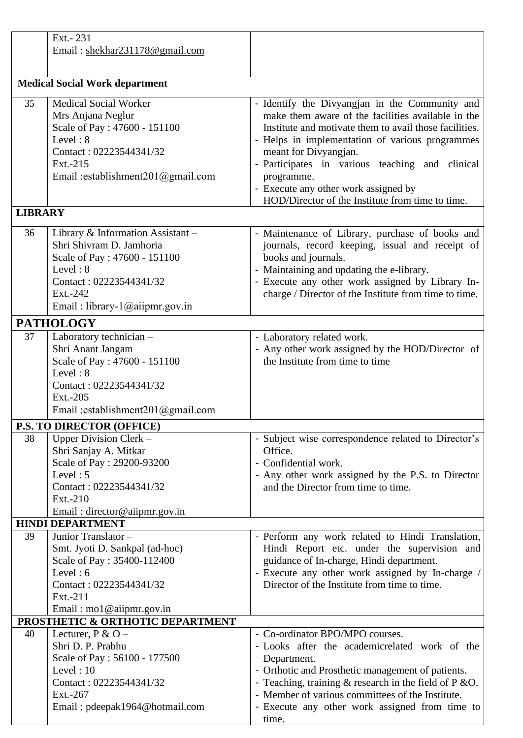| | | |
|---|---|---|
| | Ext.- 231<br>Email : shekhar231178@gmail.com | |
| **Medical Social Work department** | | |
| 35 | Medical Social Worker<br>Mrs Anjana Neglur<br>Scale of Pay : 47600 - 151100<br>Level : 8<br>Contact : 02223544341/32<br>Ext.-215<br>Email :establishment201@gmail.com | - Identify the Divyangjan in the Community and make them aware of the facilities available in the Institute and motivate them to avail those facilities.<br>- Helps in implementation of various programmes meant for Divyangjan.<br>- Participates in various teaching and clinical programme.<br>- Execute any other work assigned by HOD/Director of the Institute from time to time. |
| **LIBRARY** | | |
| 36 | Library & Information Assistant –<br>Shri Shivram D. Jamhoria<br>Scale of Pay : 47600 - 151100<br>Level : 8<br>Contact : 02223544341/32<br>Ext.-242<br>Email : library-1@aiipmr.gov.in | - Maintenance of Library, purchase of books and journals, record keeping, issual and receipt of books and journals.<br>- Maintaining and updating the e-library.<br>- Execute any other work assigned by Library In-charge / Director of the Institute from time to time. |
| **PATHOLOGY** | | |
| 37 | Laboratory technician –<br>Shri Anant Jangam<br>Scale of Pay : 47600 - 151100<br>Level : 8<br>Contact : 02223544341/32<br>Ext.-205<br>Email :establishment201@gmail.com | - Laboratory related work.<br>- Any other work assigned by the HOD/Director of the Institute from time to time |
| **P.S. TO DIRECTOR (OFFICE)** | | |
| 38 | Upper Division Clerk –<br>Shri Sanjay A. Mitkar<br>Scale of Pay : 29200-93200<br>Level : 5<br>Contact : 02223544341/32<br>Ext.-210<br>Email : director@aiipmr.gov.in | - Subject wise correspondence related to Director's Office.<br>- Confidential work.<br>- Any other work assigned by the P.S. to Director and the Director from time to time. |
| **HINDI DEPARTMENT** | | |
| 39 | Junior Translator –<br>Smt. Jyoti D. Sankpal (ad-hoc)<br>Scale of Pay : 35400-112400<br>Level : 6<br>Contact : 02223544341/32<br>Ext.-211<br>Email : mo1@aiipmr.gov.in | - Perform any work related to Hindi Translation, Hindi Report etc. under the supervision and guidance of In-charge, Hindi department.<br>- Execute any other work assigned by In-charge / Director of the Institute from time to time. |
| **PROSTHETIC & ORTHOTIC DEPARTMENT** | | |
| 40 | Lecturer, P & O –<br>Shri D. P. Prabhu<br>Scale of Pay : 56100 - 177500<br>Level : 10<br>Contact : 02223544341/32<br>Ext.-267<br>Email : pdeepak1964@hotmail.com | - Co-ordinator BPO/MPO courses.<br>- Looks after the academicrelated work of the Department.<br>- Orthotic and Prosthetic management of patients.<br>- Teaching, training & research in the field of P &O.<br>- Member of various committees of the Institute.<br>- Execute any other work assigned from time to time. |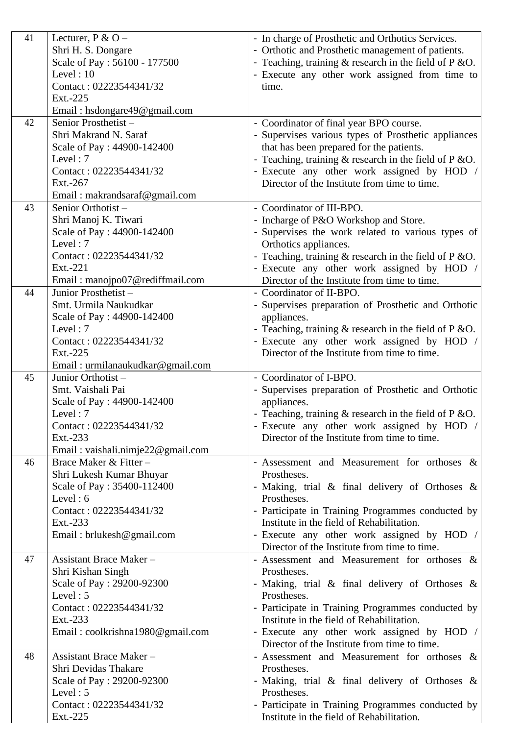| | | |
|---|---|---|
| 41 | Lecturer, P & O –<br>Shri H. S. Dongare<br>Scale of Pay : 56100 - 177500<br>Level : 10<br>Contact : 02223544341/32<br>Ext.-225<br>Email : hsdongare49@gmail.com | - In charge of Prosthetic and Orthotics Services.<br>- Orthotic and Prosthetic management of patients.<br>- Teaching, training & research in the field of P &O.<br>- Execute any other work assigned from time to time. |
| 42 | Senior Prosthetist –<br>Shri Makrand N. Saraf<br>Scale of Pay : 44900-142400<br>Level : 7<br>Contact : 02223544341/32<br>Ext.-267<br>Email : makrandsaraf@gmail.com | - Coordinator of final year BPO course.<br>- Supervises various types of Prosthetic appliances that has been prepared for the patients.<br>- Teaching, training & research in the field of P &O.<br>- Execute any other work assigned by HOD / Director of the Institute from time to time. |
| 43 | Senior Orthotist –<br>Shri Manoj K. Tiwari<br>Scale of Pay : 44900-142400<br>Level : 7<br>Contact : 02223544341/32<br>Ext.-221<br>Email : manojpo07@rediffmail.com | - Coordinator of III-BPO.<br>- Incharge of P&O Workshop and Store.<br>- Supervises the work related to various types of Orthotics appliances.<br>- Teaching, training & research in the field of P &O.<br>- Execute any other work assigned by HOD / Director of the Institute from time to time. |
| 44 | Junior Prosthetist –<br>Smt. Urmila Naukudkar<br>Scale of Pay : 44900-142400<br>Level : 7<br>Contact : 02223544341/32<br>Ext.-225<br>Email : urmilanaukudkar@gmail.com | - Coordinator of II-BPO.<br>- Supervises preparation of Prosthetic and Orthotic appliances.<br>- Teaching, training & research in the field of P &O.<br>- Execute any other work assigned by HOD / Director of the Institute from time to time. |
| 45 | Junior Orthotist –<br>Smt. Vaishali Pai<br>Scale of Pay : 44900-142400<br>Level : 7<br>Contact : 02223544341/32<br>Ext.-233<br>Email : vaishali.nimje22@gmail.com | - Coordinator of I-BPO.<br>- Supervises preparation of Prosthetic and Orthotic appliances.<br>- Teaching, training & research in the field of P &O.<br>- Execute any other work assigned by HOD / Director of the Institute from time to time. |
| 46 | Brace Maker & Fitter –<br>Shri Lukesh Kumar Bhuyar<br>Scale of Pay : 35400-112400<br>Level : 6<br>Contact : 02223544341/32<br>Ext.-233<br>Email : brlukesh@gmail.com | - Assessment and Measurement for orthoses & Prostheses.<br>- Making, trial & final delivery of Orthoses & Prostheses.<br>- Participate in Training Programmes conducted by Institute in the field of Rehabilitation.<br>- Execute any other work assigned by HOD / Director of the Institute from time to time. |
| 47 | Assistant Brace Maker –<br>Shri Kishan Singh<br>Scale of Pay : 29200-92300<br>Level : 5<br>Contact : 02223544341/32<br>Ext.-233<br>Email : coolkrishna1980@gmail.com | - Assessment and Measurement for orthoses & Prostheses.<br>- Making, trial & final delivery of Orthoses & Prostheses.<br>- Participate in Training Programmes conducted by Institute in the field of Rehabilitation.<br>- Execute any other work assigned by HOD / Director of the Institute from time to time. |
| 48 | Assistant Brace Maker –<br>Shri Devidas Thakare<br>Scale of Pay : 29200-92300<br>Level : 5<br>Contact : 02223544341/32<br>Ext.-225 | - Assessment and Measurement for orthoses & Prostheses.<br>- Making, trial & final delivery of Orthoses & Prostheses.<br>- Participate in Training Programmes conducted by Institute in the field of Rehabilitation. |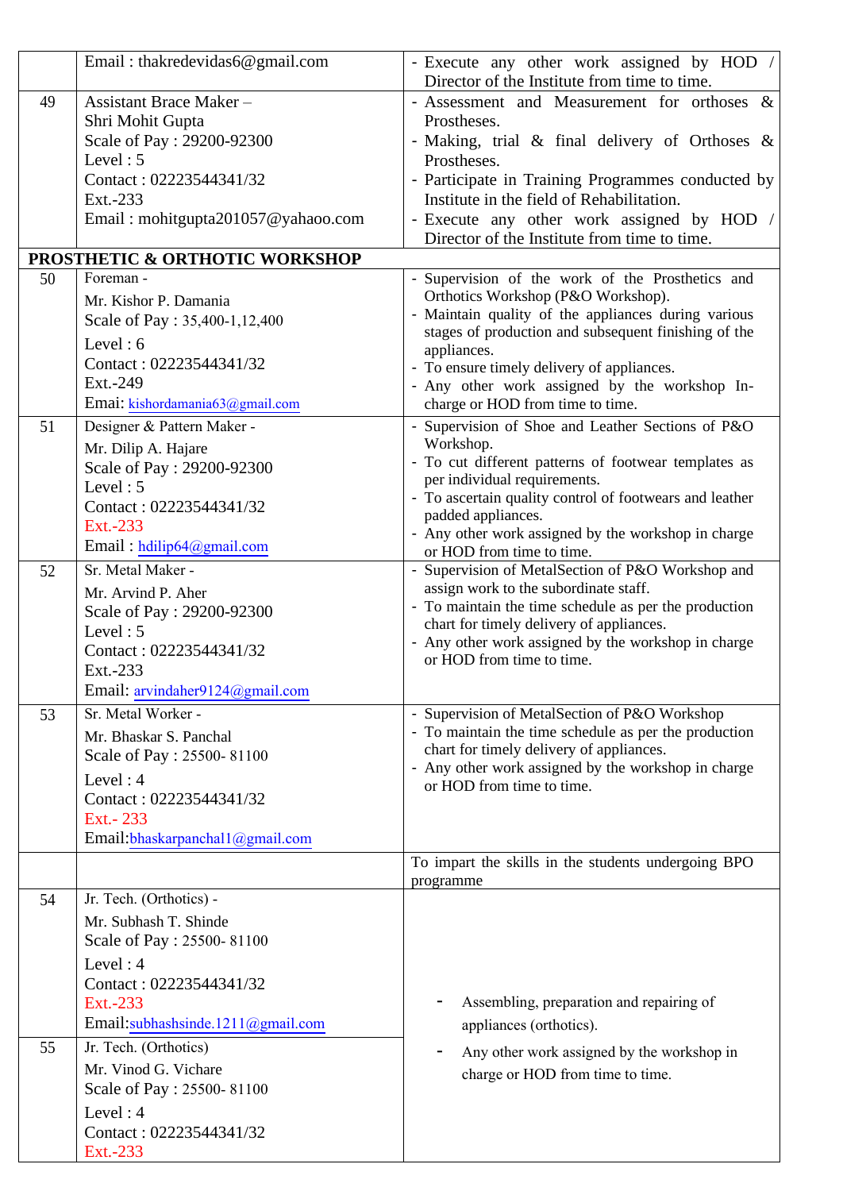| | | |
|---|---|---|
| | Email : thakredevidas6@gmail.com | - Execute any other work assigned by HOD / Director of the Institute from time to time. |
| 49 | Assistant Brace Maker – Shri Mohit Gupta<br>Scale of Pay : 29200-92300<br>Level : 5<br>Contact : 02223544341/32<br>Ext.-233<br>Email : mohitgupta201057@yahaoo.com | - Assessment and Measurement for orthoses & Prostheses.<br>- Making, trial & final delivery of Orthoses & Prostheses.<br>- Participate in Training Programmes conducted by Institute in the field of Rehabilitation.<br>- Execute any other work assigned by HOD / Director of the Institute from time to time. |
| **PROSTHETIC & ORTHOTIC WORKSHOP** | | |
| 50 | Foreman -<br>Mr. Kishor P. Damania<br>Scale of Pay : 35,400-1,12,400<br>Level : 6<br>Contact : 02223544341/32<br>Ext.-249<br>Emai: kishordamania63@gmail.com | - Supervision of the work of the Prosthetics and Orthotics Workshop (P&O Workshop).<br>- Maintain quality of the appliances during various stages of production and subsequent finishing of the appliances.<br>- To ensure timely delivery of appliances.<br>- Any other work assigned by the workshop In-charge or HOD from time to time. |
| 51 | Designer & Pattern Maker -<br>Mr. Dilip A. Hajare<br>Scale of Pay : 29200-92300<br>Level : 5<br>Contact : 02223544341/32<br>Ext.-233<br>Email : hdilip64@gmail.com | - Supervision of Shoe and Leather Sections of P&O Workshop.<br>- To cut different patterns of footwear templates as per individual requirements.<br>- To ascertain quality control of footwears and leather padded appliances.<br>- Any other work assigned by the workshop in charge or HOD from time to time. |
| 52 | Sr. Metal Maker -<br>Mr. Arvind P. Aher<br>Scale of Pay : 29200-92300<br>Level : 5<br>Contact : 02223544341/32<br>Ext.-233<br>Email: arvindaher9124@gmail.com | - Supervision of MetalSection of P&O Workshop and assign work to the subordinate staff.<br>- To maintain the time schedule as per the production chart for timely delivery of appliances.<br>- Any other work assigned by the workshop in charge or HOD from time to time. |
| 53 | Sr. Metal Worker -<br>Mr. Bhaskar S. Panchal<br>Scale of Pay : 25500- 81100<br>Level : 4<br>Contact : 02223544341/32<br>Ext.- 233<br>Email:bhaskarpanchal1@gmail.com | - Supervision of MetalSection of P&O Workshop<br>- To maintain the time schedule as per the production chart for timely delivery of appliances.<br>- Any other work assigned by the workshop in charge or HOD from time to time. |
| | | To impart the skills in the students undergoing BPO programme |
| 54 | Jr. Tech. (Orthotics) -<br>Mr. Subhash T. Shinde<br>Scale of Pay : 25500- 81100<br>Level : 4<br>Contact : 02223544341/32<br>Ext.-233<br>Email:subhashsinde.1211@gmail.com | - Assembling, preparation and repairing of appliances (orthotics).<br>- Any other work assigned by the workshop in charge or HOD from time to time. |
| 55 | Jr. Tech. (Orthotics)<br>Mr. Vinod G. Vichare<br>Scale of Pay : 25500- 81100<br>Level : 4<br>Contact : 02223544341/32<br>Ext.-233 | |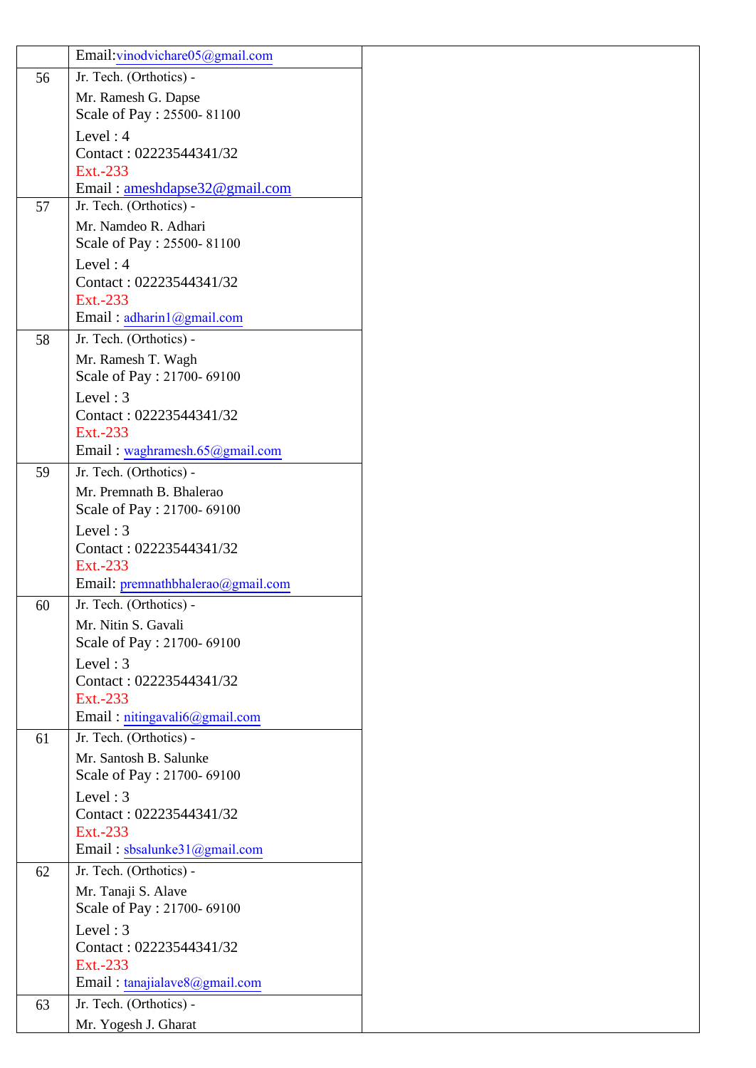| | | |
|---|---|---|
| | Email:vinodvichare05@gmail.com | |
| 56 | Jr. Tech. (Orthotics) -<br>Mr. Ramesh G. Dapse<br>Scale of Pay : 25500- 81100<br>Level : 4<br>Contact : 02223544341/32<br>Ext.-233<br>Email : ameshdapse32@gmail.com | |
| 57 | Jr. Tech. (Orthotics) -<br>Mr. Namdeo R. Adhari<br>Scale of Pay : 25500- 81100<br>Level : 4<br>Contact : 02223544341/32<br>Ext.-233<br>Email : adharin1@gmail.com | |
| 58 | Jr. Tech. (Orthotics) -<br>Mr. Ramesh T. Wagh<br>Scale of Pay : 21700- 69100<br>Level : 3<br>Contact : 02223544341/32<br>Ext.-233<br>Email : waghramesh.65@gmail.com | |
| 59 | Jr. Tech. (Orthotics) -<br>Mr. Premnath B. Bhalerao<br>Scale of Pay : 21700- 69100<br>Level : 3<br>Contact : 02223544341/32<br>Ext.-233<br>Email: premnathbhalerao@gmail.com | |
| 60 | Jr. Tech. (Orthotics) -<br>Mr. Nitin S. Gavali<br>Scale of Pay : 21700- 69100<br>Level : 3<br>Contact : 02223544341/32<br>Ext.-233<br>Email : nitingavali6@gmail.com | |
| 61 | Jr. Tech. (Orthotics) -<br>Mr. Santosh B. Salunke<br>Scale of Pay : 21700- 69100<br>Level : 3<br>Contact : 02223544341/32<br>Ext.-233<br>Email : sbsalunke31@gmail.com | |
| 62 | Jr. Tech. (Orthotics) -<br>Mr. Tanaji S. Alave<br>Scale of Pay : 21700- 69100<br>Level : 3<br>Contact : 02223544341/32<br>Ext.-233<br>Email : tanajialave8@gmail.com | |
| 63 | Jr. Tech. (Orthotics) -<br>Mr. Yogesh J. Gharat | |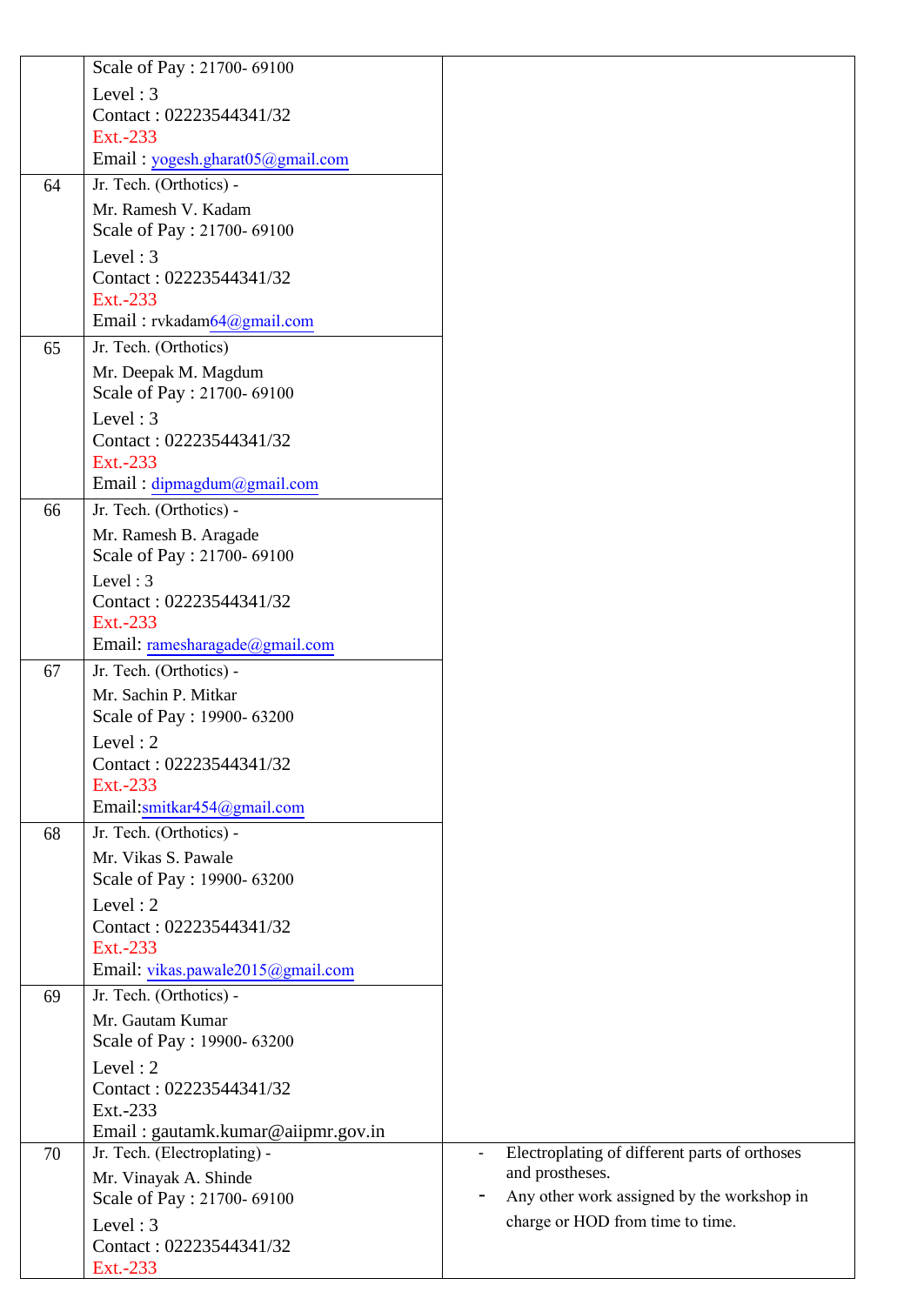| | | |
|---|---|---|
| | Scale of Pay : 21700- 69100<br>Level : 3<br>Contact : 02223544341/32<br>Ext.-233<br>Email : yogesh.gharat05@gmail.com | |
| 64 | Jr. Tech. (Orthotics) -<br>Mr. Ramesh V. Kadam<br>Scale of Pay : 21700- 69100<br>Level : 3<br>Contact : 02223544341/32<br>Ext.-233<br>Email : rvkadam64@gmail.com | |
| 65 | Jr. Tech. (Orthotics)<br>Mr. Deepak M. Magdum<br>Scale of Pay : 21700- 69100<br>Level : 3<br>Contact : 02223544341/32<br>Ext.-233<br>Email : dipmagdum@gmail.com | |
| 66 | Jr. Tech. (Orthotics) -<br>Mr. Ramesh B. Aragade<br>Scale of Pay : 21700- 69100<br>Level : 3<br>Contact : 02223544341/32<br>Ext.-233<br>Email: rameshharagade@gmail.com | |
| 67 | Jr. Tech. (Orthotics) -<br>Mr. Sachin P. Mitkar<br>Scale of Pay : 19900- 63200<br>Level : 2<br>Contact : 02223544341/32<br>Ext.-233<br>Email:smitkar454@gmail.com | |
| 68 | Jr. Tech. (Orthotics) -<br>Mr. Vikas S. Pawale<br>Scale of Pay : 19900- 63200<br>Level : 2<br>Contact : 02223544341/32<br>Ext.-233<br>Email: vikas.pawale2015@gmail.com | |
| 69 | Jr. Tech. (Orthotics) -<br>Mr. Gautam Kumar<br>Scale of Pay : 19900- 63200<br>Level : 2<br>Contact : 02223544341/32<br>Ext.-233<br>Email : gautamk.kumar@aiipmr.gov.in | |
| 70 | Jr. Tech. (Electroplating) -<br>Mr. Vinayak A. Shinde<br>Scale of Pay : 21700- 69100<br>Level : 3<br>Contact : 02223544341/32<br>Ext.-233 | - Electroplating of different parts of orthoses and prostheses.<br>- Any other work assigned by the workshop in charge or HOD from time to time. |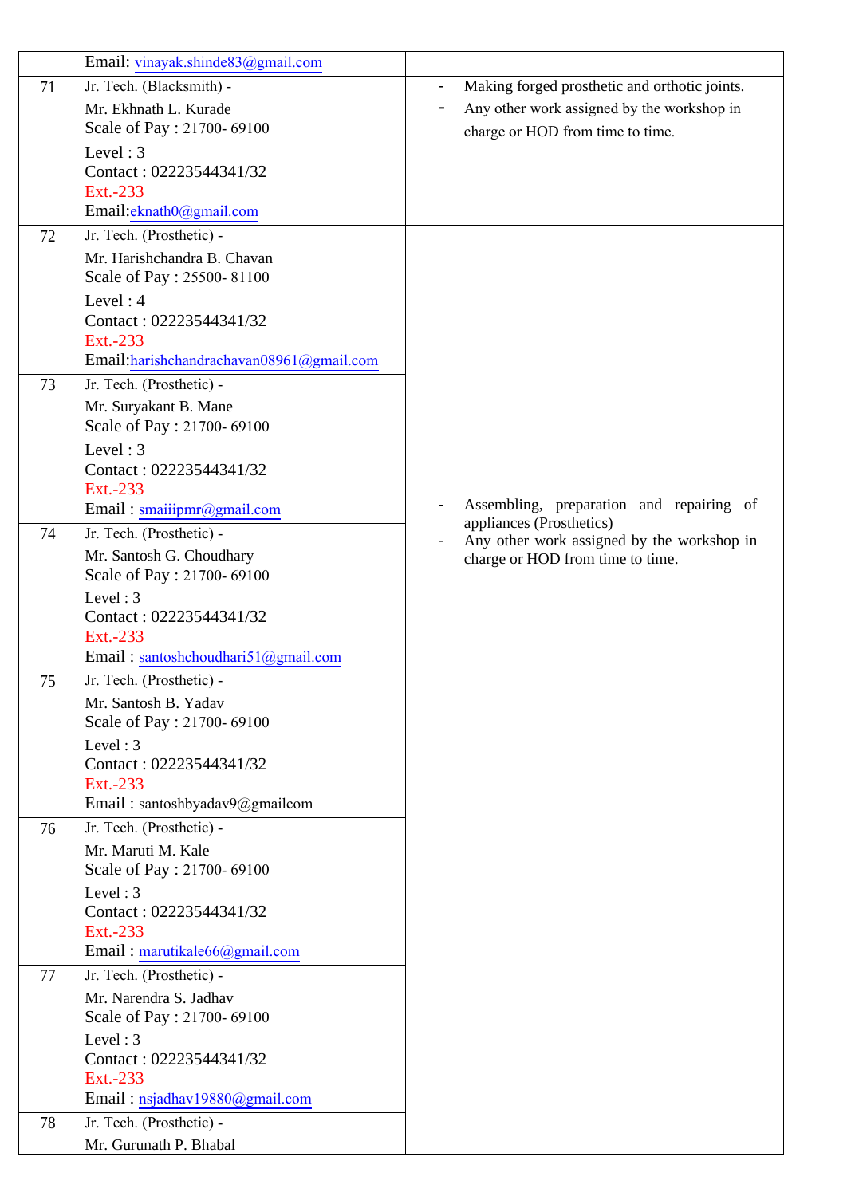| | | |
|---|---|---|
| | Email: vinayak.shinde83@gmail.com | |
| 71 | Jr. Tech. (Blacksmith) - Mr. Ekhnath L. Kurade Scale of Pay : 21700- 69100 Level : 3 Contact : 02223544341/32 Ext.-233 Email:eknath0@gmail.com | - Making forged prosthetic and orthotic joints. - Any other work assigned by the workshop in charge or HOD from time to time. |
| 72 | Jr. Tech. (Prosthetic) - Mr. Harishchandra B. Chavan Scale of Pay : 25500- 81100 Level : 4 Contact : 02223544341/32 Ext.-233 Email:harishchandrachavan08961@gmail.com | - Assembling, preparation and repairing of appliances (Prosthetics) - Any other work assigned by the workshop in charge or HOD from time to time. |
| 73 | Jr. Tech. (Prosthetic) - Mr. Suryakant B. Mane Scale of Pay : 21700- 69100 Level : 3 Contact : 02223544341/32 Ext.-233 Email : smaiiipmr@gmail.com | |
| 74 | Jr. Tech. (Prosthetic) - Mr. Santosh G. Choudhary Scale of Pay : 21700- 69100 Level : 3 Contact : 02223544341/32 Ext.-233 Email : santoshchoudhari51@gmail.com | |
| 75 | Jr. Tech. (Prosthetic) - Mr. Santosh B. Yadav Scale of Pay : 21700- 69100 Level : 3 Contact : 02223544341/32 Ext.-233 Email : santoshbyadav9@gmailcom | |
| 76 | Jr. Tech. (Prosthetic) - Mr. Maruti M. Kale Scale of Pay : 21700- 69100 Level : 3 Contact : 02223544341/32 Ext.-233 Email : marutikale66@gmail.com | |
| 77 | Jr. Tech. (Prosthetic) - Mr. Narendra S. Jadhav Scale of Pay : 21700- 69100 Level : 3 Contact : 02223544341/32 Ext.-233 Email : nsjadhav19880@gmail.com | |
| 78 | Jr. Tech. (Prosthetic) - Mr. Gurunath P. Bhabal | |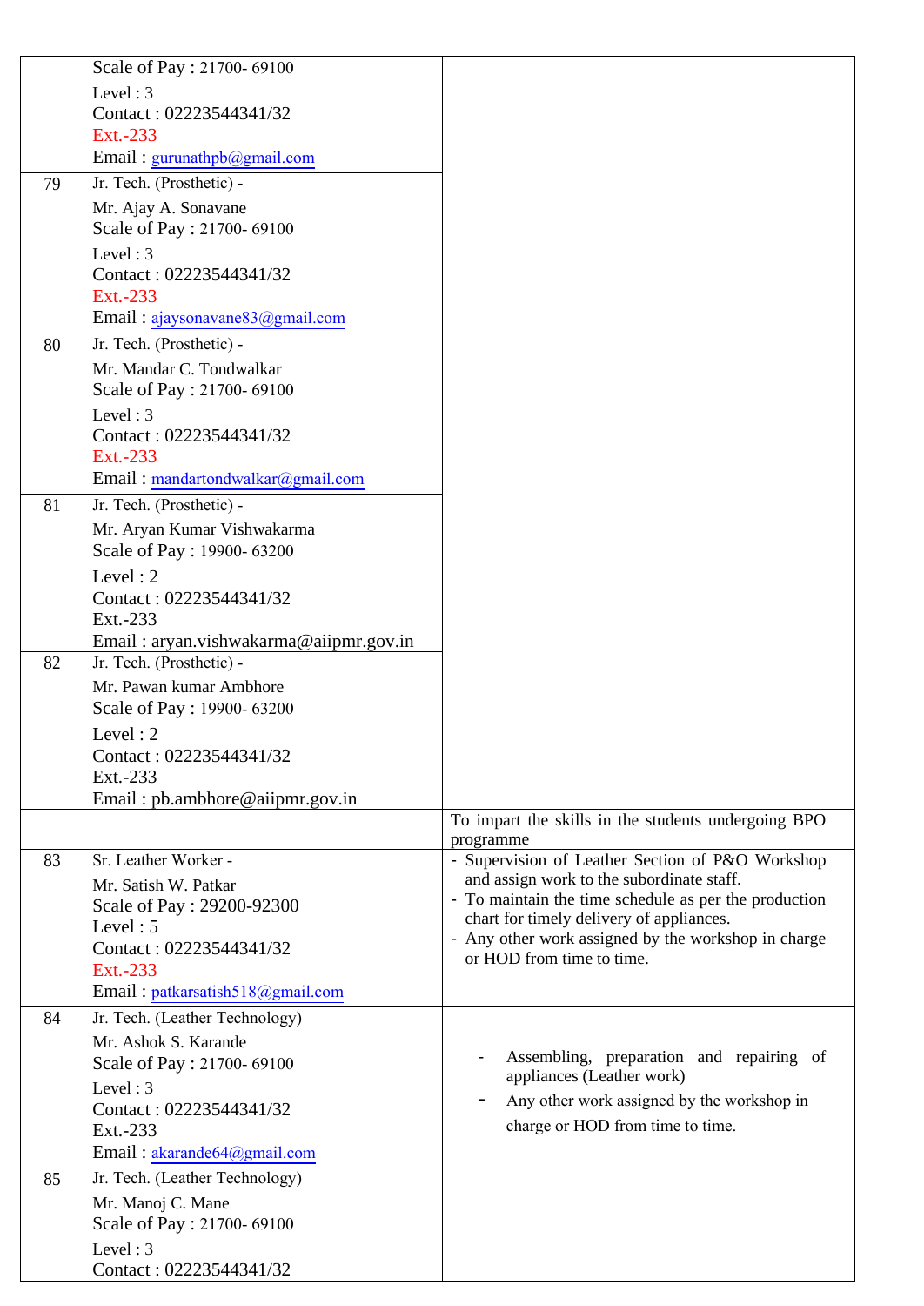| | | |
|---|---|---|
| | Scale of Pay : 21700- 69100<br>Level : 3<br>Contact : 02223544341/32<br>Ext.-233<br>Email : gurunathpb@gmail.com | |
| 79 | Jr. Tech. (Prosthetic) -<br>Mr. Ajay A. Sonavane<br>Scale of Pay : 21700- 69100<br>Level : 3<br>Contact : 02223544341/32<br>Ext.-233<br>Email : ajaysonavane83@gmail.com | |
| 80 | Jr. Tech. (Prosthetic) -<br>Mr. Mandar C. Tondwalkar<br>Scale of Pay : 21700- 69100<br>Level : 3<br>Contact : 02223544341/32<br>Ext.-233<br>Email : mandartondwalkar@gmail.com | |
| 81 | Jr. Tech. (Prosthetic) -<br>Mr. Aryan Kumar Vishwakarma<br>Scale of Pay : 19900- 63200<br>Level : 2<br>Contact : 02223544341/32<br>Ext.-233<br>Email : aryan.vishwakarma@aiipmr.gov.in | |
| 82 | Jr. Tech. (Prosthetic) -<br>Mr. Pawan kumar Ambhore<br>Scale of Pay : 19900- 63200<br>Level : 2<br>Contact : 02223544341/32<br>Ext.-233<br>Email : pb.ambhore@aiipmr.gov.in | |
| | | To impart the skills in the students undergoing BPO programme |
| 83 | Sr. Leather Worker -<br>Mr. Satish W. Patkar<br>Scale of Pay : 29200-92300<br>Level : 5<br>Contact : 02223544341/32<br>Ext.-233<br>Email : patkarsatish518@gmail.com | - Supervision of Leather Section of P&O Workshop and assign work to the subordinate staff.<br>- To maintain the time schedule as per the production chart for timely delivery of appliances.<br>- Any other work assigned by the workshop in charge or HOD from time to time. |
| 84 | Jr. Tech. (Leather Technology)<br>Mr. Ashok S. Karande<br>Scale of Pay : 21700- 69100<br>Level : 3<br>Contact : 02223544341/32<br>Ext.-233<br>Email : akarande64@gmail.com | - Assembling, preparation and repairing of appliances (Leather work)<br>- Any other work assigned by the workshop in charge or HOD from time to time. |
| 85 | Jr. Tech. (Leather Technology)<br>Mr. Manoj C. Mane<br>Scale of Pay : 21700- 69100<br>Level : 3<br>Contact : 02223544341/32 | |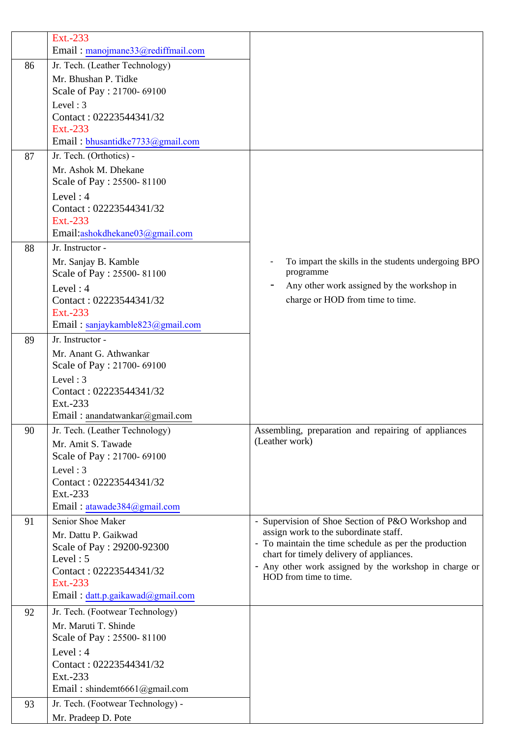| | | |
|---|---|---|
| | Ext.-233<br>Email : manojmane33@rediffmail.com | |
| 86 | Jr. Tech. (Leather Technology)<br>Mr. Bhushan P. Tidke<br>Scale of Pay : 21700- 69100<br>Level : 3<br>Contact : 02223544341/32<br>Ext.-233<br>Email : bhusantidke7733@gmail.com | |
| 87 | Jr. Tech. (Orthotics) -<br>Mr. Ashok M. Dhekane<br>Scale of Pay : 25500- 81100<br>Level : 4<br>Contact : 02223544341/32<br>Ext.-233<br>Email:ashokdhekane03@gmail.com | - To impart the skills in the students undergoing BPO programme<br>- Any other work assigned by the workshop in charge or HOD from time to time. |
| 88 | Jr. Instructor -<br>Mr. Sanjay B. Kamble<br>Scale of Pay : 25500- 81100<br>Level : 4<br>Contact : 02223544341/32<br>Ext.-233<br>Email : sanjaykamble823@gmail.com | |
| 89 | Jr. Instructor -<br>Mr. Anant G. Athwankar<br>Scale of Pay : 21700- 69100<br>Level : 3<br>Contact : 02223544341/32<br>Ext.-233<br>Email : anandatwankar@gmail.com | |
| 90 | Jr. Tech. (Leather Technology)<br>Mr. Amit S. Tawade<br>Scale of Pay : 21700- 69100<br>Level : 3<br>Contact : 02223544341/32<br>Ext.-233<br>Email : atawade384@gmail.com | Assembling, preparation and repairing of appliances (Leather work) |
| 91 | Senior Shoe Maker<br>Mr. Dattu P. Gaikwad<br>Scale of Pay : 29200-92300<br>Level : 5<br>Contact : 02223544341/32<br>Ext.-233<br>Email : datt.p.gaikawad@gmail.com | - Supervision of Shoe Section of P&O Workshop and assign work to the subordinate staff.<br>- To maintain the time schedule as per the production chart for timely delivery of appliances.<br>- Any other work assigned by the workshop in charge or HOD from time to time. |
| 92 | Jr. Tech. (Footwear Technology)<br>Mr. Maruti T. Shinde<br>Scale of Pay : 25500- 81100<br>Level : 4<br>Contact : 02223544341/32<br>Ext.-233<br>Email : shindemt6661@gmail.com | |
| 93 | Jr. Tech. (Footwear Technology) -<br>Mr. Pradeep D. Pote | |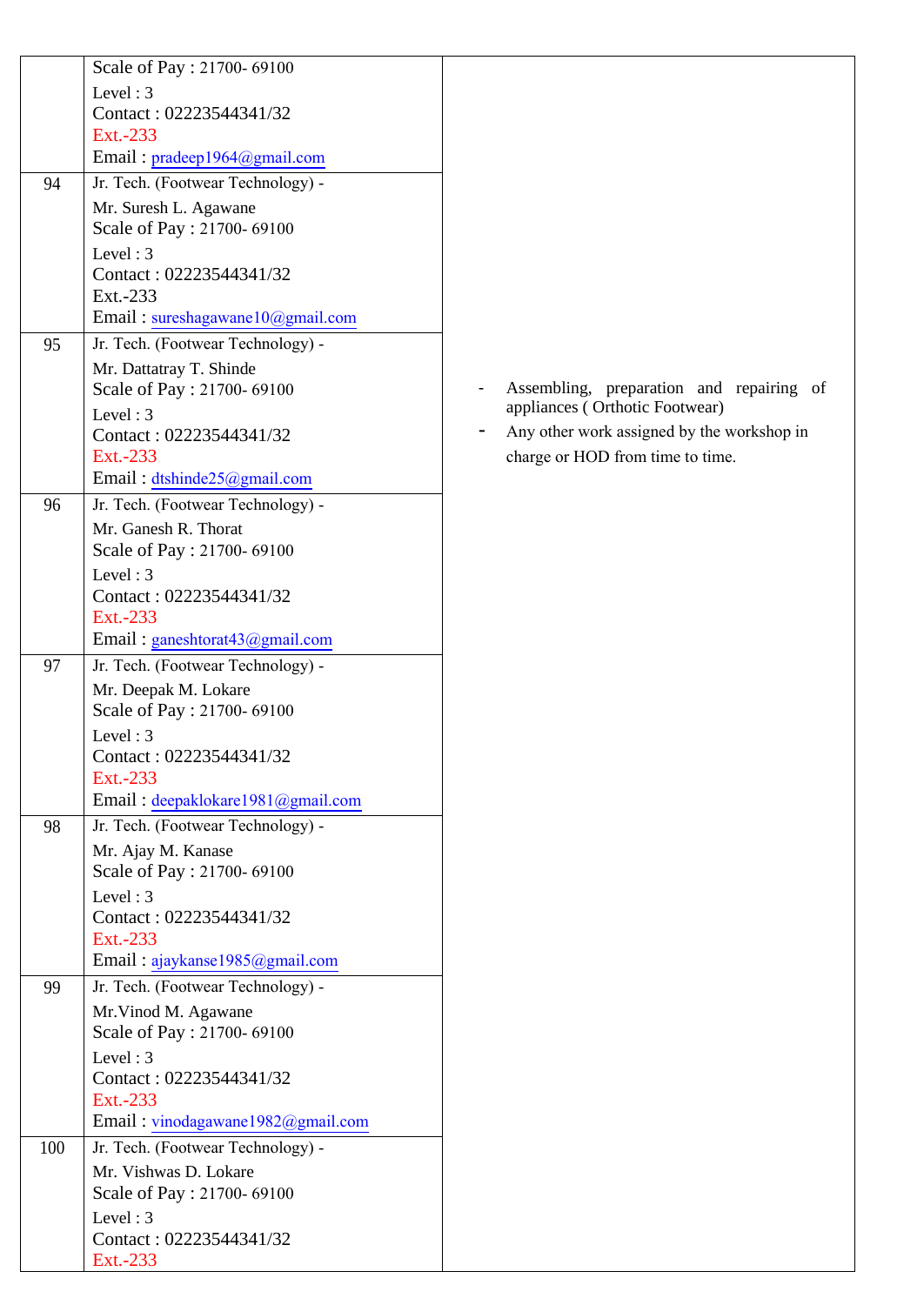| | | |
|---|---|---|
| | Scale of Pay : 21700- 69100<br>Level : 3<br>Contact : 02223544341/32<br>Ext.-233<br>Email : pradeep1964@gmail.com | |
| 94 | Jr. Tech. (Footwear Technology) -<br>Mr. Suresh L. Agawane<br>Scale of Pay : 21700- 69100<br>Level : 3<br>Contact : 02223544341/32<br>Ext.-233<br>Email : sureshagawane10@gmail.com | |
| 95 | Jr. Tech. (Footwear Technology) -<br>Mr. Dattatray T. Shinde<br>Scale of Pay : 21700- 69100<br>Level : 3<br>Contact : 02223544341/32<br>Ext.-233<br>Email : dtshinde25@gmail.com | - Assembling, preparation and repairing of appliances ( Orthotic Footwear)<br>- Any other work assigned by the workshop in charge or HOD from time to time. |
| 96 | Jr. Tech. (Footwear Technology) -<br>Mr. Ganesh R. Thorat<br>Scale of Pay : 21700- 69100<br>Level : 3<br>Contact : 02223544341/32<br>Ext.-233<br>Email : ganeshtorat43@gmail.com | |
| 97 | Jr. Tech. (Footwear Technology) -<br>Mr. Deepak M. Lokare<br>Scale of Pay : 21700- 69100<br>Level : 3<br>Contact : 02223544341/32<br>Ext.-233<br>Email : deepaklokare1981@gmail.com | |
| 98 | Jr. Tech. (Footwear Technology) -<br>Mr. Ajay M. Kanase<br>Scale of Pay : 21700- 69100<br>Level : 3<br>Contact : 02223544341/32<br>Ext.-233<br>Email : ajaykanse1985@gmail.com | |
| 99 | Jr. Tech. (Footwear Technology) -<br>Mr.Vinod M. Agawane<br>Scale of Pay : 21700- 69100<br>Level : 3<br>Contact : 02223544341/32<br>Ext.-233<br>Email : vinodagawane1982@gmail.com | |
| 100 | Jr. Tech. (Footwear Technology) -<br>Mr. Vishwas D. Lokare<br>Scale of Pay : 21700- 69100<br>Level : 3<br>Contact : 02223544341/32<br>Ext.-233 | |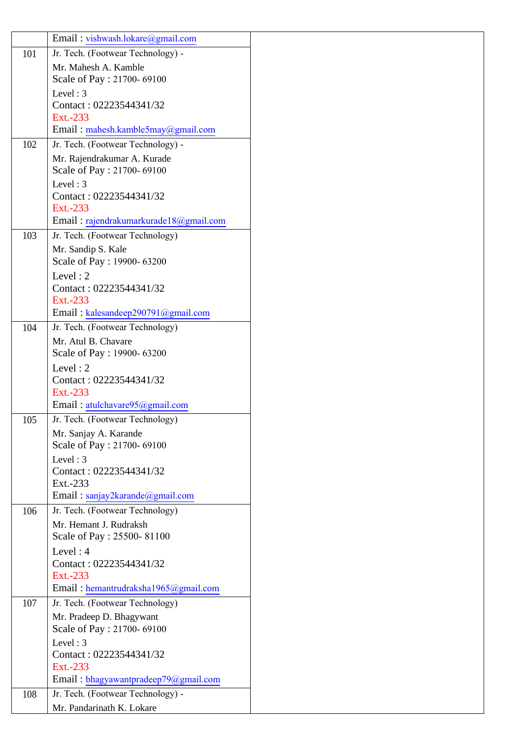| | | |
|---|---|---|
| | Email : vishwash.lokare@gmail.com | |
| 101 | Jr. Tech. (Footwear Technology) - Mr. Mahesh A. Kamble Scale of Pay : 21700- 69100 Level : 3 Contact : 02223544341/32 Ext.-233 Email : mahesh.kamble5may@gmail.com | |
| 102 | Jr. Tech. (Footwear Technology) - Mr. Rajendrakumar A. Kurade Scale of Pay : 21700- 69100 Level : 3 Contact : 02223544341/32 Ext.-233 Email : rajendrakumarkurade18@gmail.com | |
| 103 | Jr. Tech. (Footwear Technology) Mr. Sandip S. Kale Scale of Pay : 19900- 63200 Level : 2 Contact : 02223544341/32 Ext.-233 Email : kalesandeep290791@gmail.com | |
| 104 | Jr. Tech. (Footwear Technology) Mr. Atul B. Chavare Scale of Pay : 19900- 63200 Level : 2 Contact : 02223544341/32 Ext.-233 Email : atulchavare95@gmail.com | |
| 105 | Jr. Tech. (Footwear Technology) Mr. Sanjay A. Karande Scale of Pay : 21700- 69100 Level : 3 Contact : 02223544341/32 Ext.-233 Email : sanjay2karande@gmail.com | |
| 106 | Jr. Tech. (Footwear Technology) Mr. Hemant J. Rudraksh Scale of Pay : 25500- 81100 Level : 4 Contact : 02223544341/32 Ext.-233 Email : hemantrudraksha1965@gmail.com | |
| 107 | Jr. Tech. (Footwear Technology) Mr. Pradeep D. Bhagywant Scale of Pay : 21700- 69100 Level : 3 Contact : 02223544341/32 Ext.-233 Email : bhagyawantpradeep79@gmail.com | |
| 108 | Jr. Tech. (Footwear Technology) - Mr. Pandarinath K. Lokare | |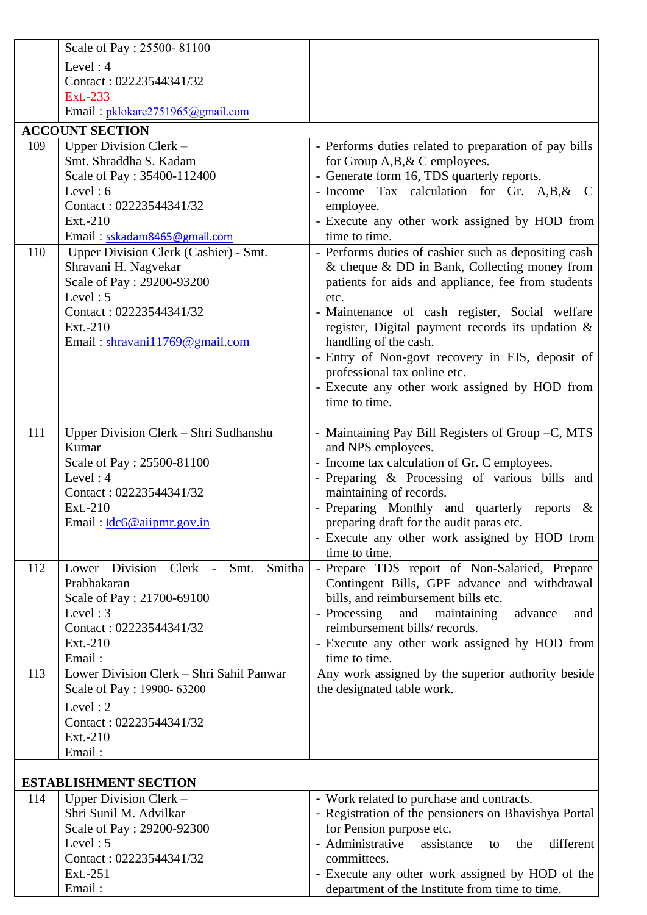| | | |
|---|---|---|
| | Scale of Pay : 25500- 81100<br>Level : 4<br>Contact : 02223544341/32<br>Ext.-233<br>Email : pklokare2751965@gmail.com | |
| **ACCOUNT SECTION** | | |
| 109 | Upper Division Clerk –<br>Smt. Shraddha S. Kadam<br>Scale of Pay : 35400-112400<br>Level : 6<br>Contact : 02223544341/32<br>Ext.-210<br>Email : sskadam8465@gmail.com | - Performs duties related to preparation of pay bills for Group A,B,& C employees.<br>- Generate form 16, TDS quarterly reports.<br>- Income Tax calculation for Gr. A,B,& C employee.<br>- Execute any other work assigned by HOD from time to time. |
| 110 | Upper Division Clerk (Cashier) - Smt. Shravani H. Nagvekar<br>Scale of Pay : 29200-93200<br>Level : 5<br>Contact : 02223544341/32<br>Ext.-210<br>Email : shravani11769@gmail.com | - Performs duties of cashier such as depositing cash & cheque & DD in Bank, Collecting money from patients for aids and appliance, fee from students etc.<br>- Maintenance of cash register, Social welfare register, Digital payment records its updation & handling of the cash.<br>- Entry of Non-govt recovery in EIS, deposit of professional tax online etc.<br>- Execute any other work assigned by HOD from time to time. |
| 111 | Upper Division Clerk – Shri Sudhanshu Kumar<br>Scale of Pay : 25500-81100<br>Level : 4<br>Contact : 02223544341/32<br>Ext.-210<br>Email : ldc6@aiipmr.gov.in | - Maintaining Pay Bill Registers of Group –C, MTS and NPS employees.<br>- Income tax calculation of Gr. C employees.<br>- Preparing & Processing of various bills and maintaining of records.<br>- Preparing Monthly and quarterly reports & preparing draft for the audit paras etc.<br>- Execute any other work assigned by HOD from time to time. |
| 112 | Lower Division Clerk - Smt. Smitha Prabhakaran<br>Scale of Pay : 21700-69100<br>Level : 3<br>Contact : 02223544341/32<br>Ext.-210<br>Email : | - Prepare TDS report of Non-Salaried, Prepare Contingent Bills, GPF advance and withdrawal bills, and reimbursement bills etc.<br>- Processing and maintaining advance and reimbursement bills/ records.<br>- Execute any other work assigned by HOD from time to time. |
| 113 | Lower Division Clerk – Shri Sahil Panwar<br>Scale of Pay : 19900- 63200<br>Level : 2<br>Contact : 02223544341/32<br>Ext.-210<br>Email : | Any work assigned by the superior authority beside the designated table work. |
| **ESTABLISHMENT SECTION** | | |
| 114 | Upper Division Clerk –<br>Shri Sunil M. Advilkar<br>Scale of Pay : 29200-92300<br>Level : 5<br>Contact : 02223544341/32<br>Ext.-251<br>Email : | - Work related to purchase and contracts.<br>- Registration of the pensioners on Bhavishya Portal for Pension purpose etc.<br>- Administrative assistance to the different committees.<br>- Execute any other work assigned by HOD of the department of the Institute from time to time. |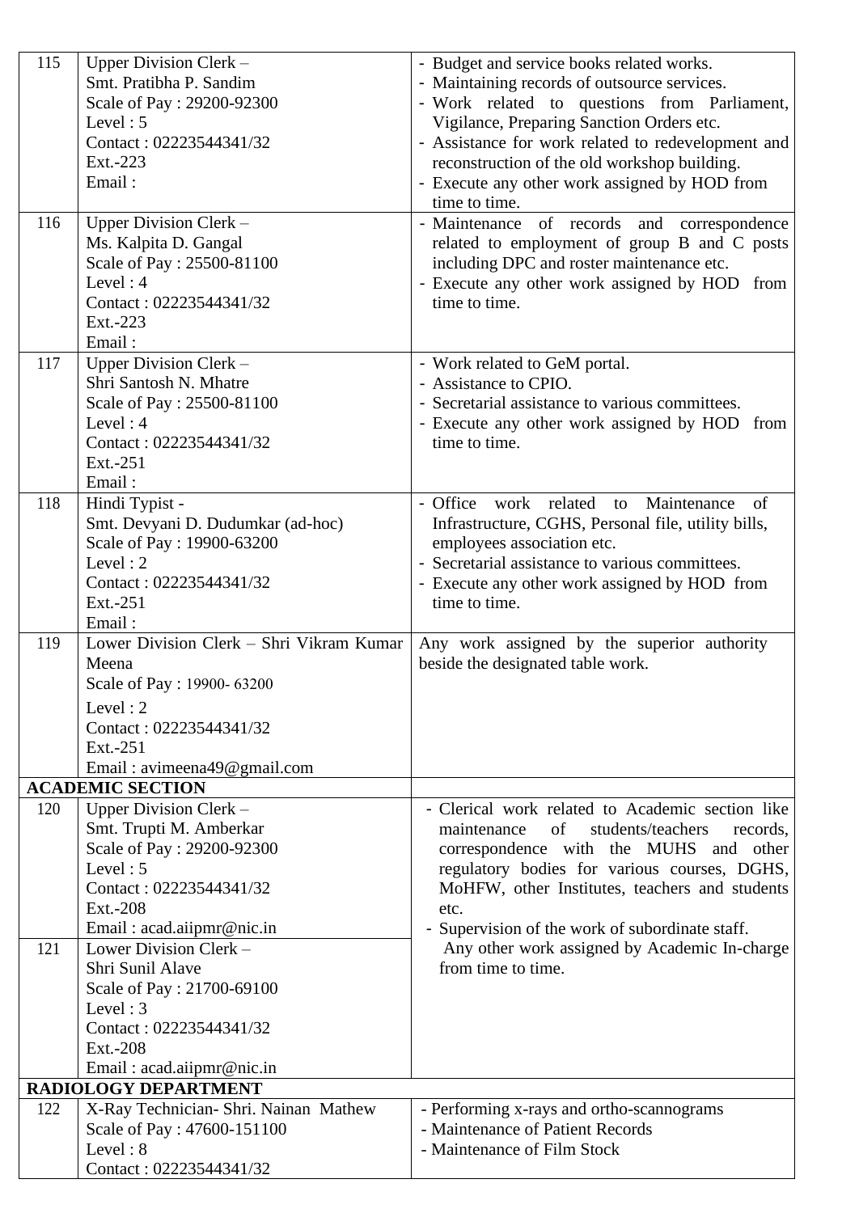| | | |
|---|---|---|
| 115 | Upper Division Clerk – <br>Smt. Pratibha P. Sandim<br>Scale of Pay : 29200-92300<br>Level : 5<br>Contact : 02223544341/32<br>Ext.-223<br>Email : | - Budget and service books related works.<br>- Maintaining records of outsource services.<br>- Work related to questions from Parliament, Vigilance, Preparing Sanction Orders etc.<br>- Assistance for work related to redevelopment and reconstruction of the old workshop building.<br>- Execute any other work assigned by HOD from time to time. |
| 116 | Upper Division Clerk – <br>Ms. Kalpita D. Gangal<br>Scale of Pay : 25500-81100<br>Level : 4<br>Contact : 02223544341/32<br>Ext.-223<br>Email : | - Maintenance of records and correspondence related to employment of group B and C posts including DPC and roster maintenance etc.<br>- Execute any other work assigned by HOD from time to time. |
| 117 | Upper Division Clerk – <br>Shri Santosh N. Mhatre<br>Scale of Pay : 25500-81100<br>Level : 4<br>Contact : 02223544341/32<br>Ext.-251<br>Email : | - Work related to GeM portal.<br>- Assistance to CPIO.<br>- Secretarial assistance to various committees.<br>- Execute any other work assigned by HOD from time to time. |
| 118 | Hindi Typist - <br>Smt. Devyani D. Dudumkar (ad-hoc)<br>Scale of Pay : 19900-63200<br>Level : 2<br>Contact : 02223544341/32<br>Ext.-251<br>Email : | - Office work related to Maintenance of Infrastructure, CGHS, Personal file, utility bills, employees association etc.<br>- Secretarial assistance to various committees.<br>- Execute any other work assigned by HOD from time to time. |
| 119 | Lower Division Clerk – Shri Vikram Kumar Meena<br>Scale of Pay : 19900- 63200<br>Level : 2<br>Contact : 02223544341/32<br>Ext.-251<br>Email : avimeena49@gmail.com | Any work assigned by the superior authority beside the designated table work. |
| **ACADEMIC SECTION** | | |
| 120 | Upper Division Clerk – <br>Smt. Trupti M. Amberkar<br>Scale of Pay : 29200-92300<br>Level : 5<br>Contact : 02223544341/32<br>Ext.-208<br>Email : acad.aiipmr@nic.in | - Clerical work related to Academic section like maintenance of students/teachers records, correspondence with the MUHS and other regulatory bodies for various courses, DGHS, MoHFW, other Institutes, teachers and students etc.<br>- Supervision of the work of subordinate staff.<br>Any other work assigned by Academic In-charge from time to time. |
| 121 | Lower Division Clerk – <br>Shri Sunil Alave<br>Scale of Pay : 21700-69100<br>Level : 3<br>Contact : 02223544341/32<br>Ext.-208<br>Email : acad.aiipmr@nic.in | |
| **RADIOLOGY DEPARTMENT** | | |
| 122 | X-Ray Technician- Shri. Nainan Mathew<br>Scale of Pay : 47600-151100<br>Level : 8<br>Contact : 02223544341/32 | - Performing x-rays and ortho-scannograms<br>- Maintenance of Patient Records<br>- Maintenance of Film Stock |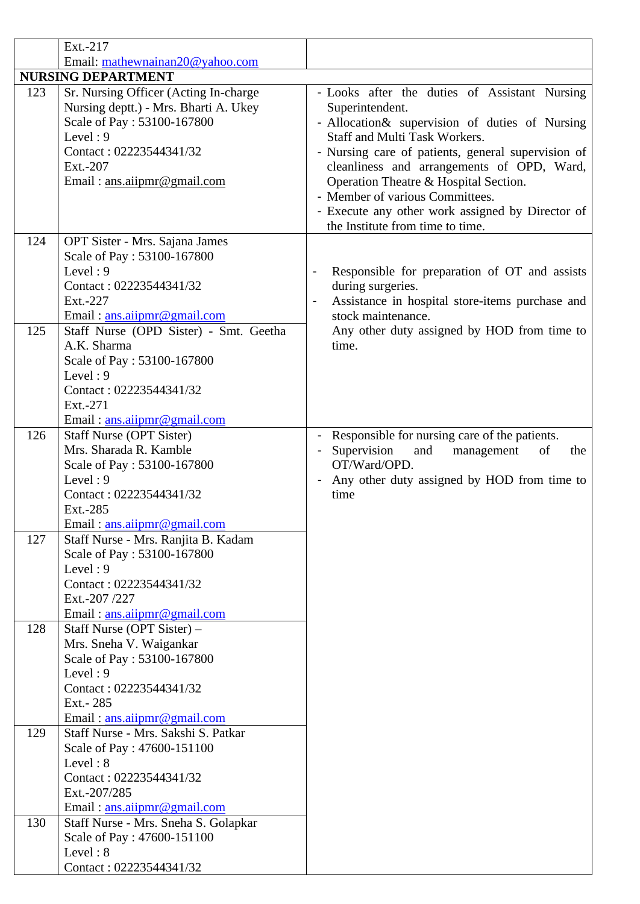| | | |
|---|---|---|
| | Ext.-217<br>Email: mathewnainan20@yahoo.com | |
| **NURSING DEPARTMENT** | | |
| 123 | Sr. Nursing Officer (Acting In-charge Nursing deptt.) - Mrs. Bharti A. Ukey<br>Scale of Pay : 53100-167800<br>Level : 9<br>Contact : 02223544341/32<br>Ext.-207<br>Email : ans.aiipmr@gmail.com | - Looks after the duties of Assistant Nursing Superintendent.<br>- Allocation& supervision of duties of Nursing Staff and Multi Task Workers.<br>- Nursing care of patients, general supervision of cleanliness and arrangements of OPD, Ward, Operation Theatre & Hospital Section.<br>- Member of various Committees.<br>- Execute any other work assigned by Director of the Institute from time to time. |
| 124 | OPT Sister - Mrs. Sajana James<br>Scale of Pay : 53100-167800<br>Level : 9<br>Contact : 02223544341/32<br>Ext.-227<br>Email : ans.aiipmr@gmail.com | - Responsible for preparation of OT and assists during surgeries.<br>- Assistance in hospital store-items purchase and stock maintenance.<br>Any other duty assigned by HOD from time to time. |
| 125 | Staff Nurse (OPD Sister) - Smt. Geetha A.K. Sharma<br>Scale of Pay : 53100-167800<br>Level : 9<br>Contact : 02223544341/32<br>Ext.-271<br>Email : ans.aiipmr@gmail.com | |
| 126 | Staff Nurse (OPT Sister)<br>Mrs. Sharada R. Kamble<br>Scale of Pay : 53100-167800<br>Level : 9<br>Contact : 02223544341/32<br>Ext.-285<br>Email : ans.aiipmr@gmail.com | - Responsible for nursing care of the patients.<br>- Supervision and management of the OT/Ward/OPD.<br>- Any other duty assigned by HOD from time to time |
| 127 | Staff Nurse - Mrs. Ranjita B. Kadam<br>Scale of Pay : 53100-167800<br>Level : 9<br>Contact : 02223544341/32<br>Ext.-207 /227<br>Email : ans.aiipmr@gmail.com | |
| 128 | Staff Nurse (OPT Sister) –<br>Mrs. Sneha V. Waigankar<br>Scale of Pay : 53100-167800<br>Level : 9<br>Contact : 02223544341/32<br>Ext.- 285<br>Email : ans.aiipmr@gmail.com | |
| 129 | Staff Nurse - Mrs. Sakshi S. Patkar<br>Scale of Pay : 47600-151100<br>Level : 8<br>Contact : 02223544341/32<br>Ext.-207/285<br>Email : ans.aiipmr@gmail.com | |
| 130 | Staff Nurse - Mrs. Sneha S. Golapkar<br>Scale of Pay : 47600-151100<br>Level : 8<br>Contact : 02223544341/32 | |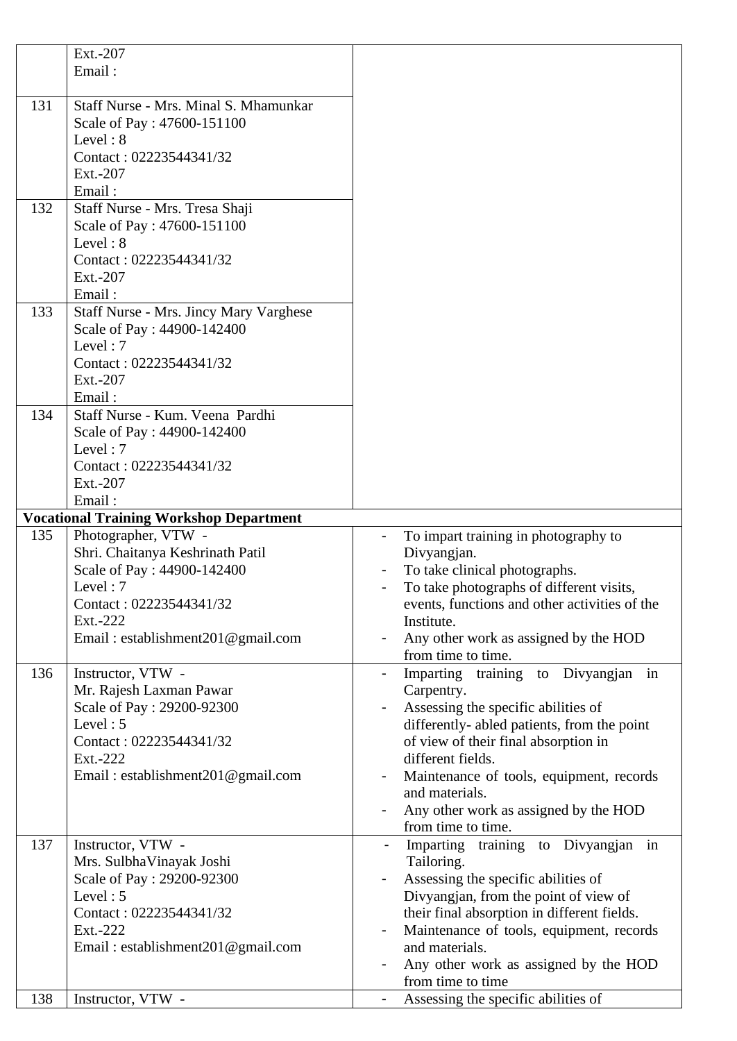| | | |
|---|---|---|
| | Ext.-207<br>Email : | |
| 131 | Staff Nurse - Mrs. Minal S. Mhamunkar<br>Scale of Pay : 47600-151100<br>Level : 8<br>Contact : 02223544341/32<br>Ext.-207<br>Email : | |
| 132 | Staff Nurse - Mrs. Tresa Shaji<br>Scale of Pay : 47600-151100<br>Level : 8<br>Contact : 02223544341/32<br>Ext.-207<br>Email : | |
| 133 | Staff Nurse - Mrs. Jincy Mary Varghese<br>Scale of Pay : 44900-142400<br>Level : 7<br>Contact : 02223544341/32<br>Ext.-207<br>Email : | |
| 134 | Staff Nurse - Kum. Veena Pardhi<br>Scale of Pay : 44900-142400<br>Level : 7<br>Contact : 02223544341/32<br>Ext.-207<br>Email : | |
| **Vocational Training Workshop Department** | | |
| 135 | Photographer, VTW -<br>Shri. Chaitanya Keshrinath Patil<br>Scale of Pay : 44900-142400<br>Level : 7<br>Contact : 02223544341/32<br>Ext.-222<br>Email : establishment201@gmail.com | - To impart training in photography to Divyangjan.<br>- To take clinical photographs.<br>- To take photographs of different visits, events, functions and other activities of the Institute.<br>- Any other work as assigned by the HOD from time to time. |
| 136 | Instructor, VTW -<br>Mr. Rajesh Laxman Pawar<br>Scale of Pay : 29200-92300<br>Level : 5<br>Contact : 02223544341/32<br>Ext.-222<br>Email : establishment201@gmail.com | - Imparting training to Divyangjan in Carpentry.<br>- Assessing the specific abilities of differently- abled patients, from the point of view of their final absorption in different fields.<br>- Maintenance of tools, equipment, records and materials.<br>- Any other work as assigned by the HOD from time to time. |
| 137 | Instructor, VTW -<br>Mrs. SulbhaVinayak Joshi<br>Scale of Pay : 29200-92300<br>Level : 5<br>Contact : 02223544341/32<br>Ext.-222<br>Email : establishment201@gmail.com | - Imparting training to Divyangjan in Tailoring.<br>- Assessing the specific abilities of Divyangjan, from the point of view of their final absorption in different fields.<br>- Maintenance of tools, equipment, records and materials.<br>- Any other work as assigned by the HOD from time to time |
| 138 | Instructor, VTW - | - Assessing the specific abilities of |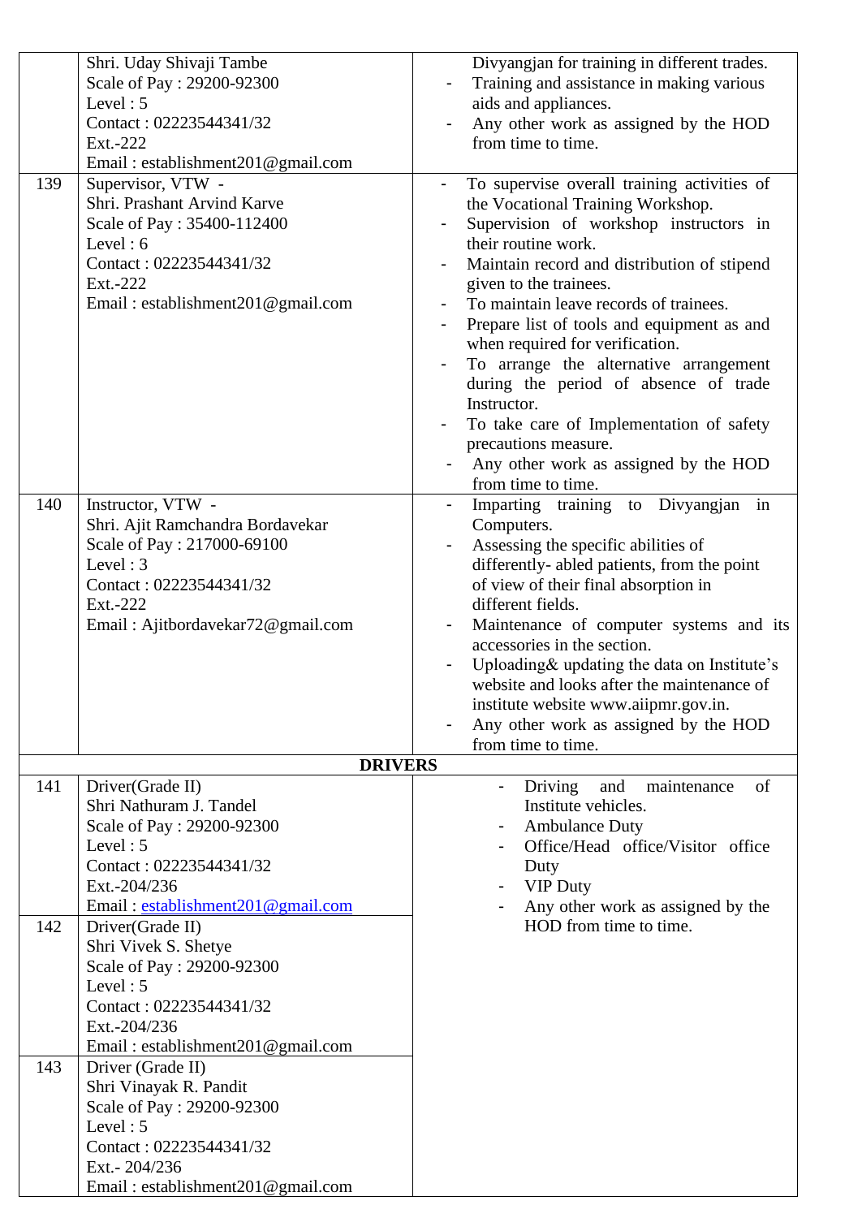| | | |
|---|---|---|
| | Shri. Uday Shivaji Tambe<br>Scale of Pay : 29200-92300<br>Level : 5<br>Contact : 02223544341/32<br>Ext.-222<br>Email : establishment201@gmail.com | Divyangjan for training in different trades.<br>- Training and assistance in making various aids and appliances.<br>- Any other work as assigned by the HOD from time to time. |
| 139 | Supervisor, VTW -<br>Shri. Prashant Arvind Karve<br>Scale of Pay : 35400-112400<br>Level : 6<br>Contact : 02223544341/32<br>Ext.-222<br>Email : establishment201@gmail.com | - To supervise overall training activities of the Vocational Training Workshop.<br>- Supervision of workshop instructors in their routine work.<br>- Maintain record and distribution of stipend given to the trainees.<br>- To maintain leave records of trainees.<br>- Prepare list of tools and equipment as and when required for verification.<br>- To arrange the alternative arrangement during the period of absence of trade Instructor.<br>- To take care of Implementation of safety precautions measure.<br>- Any other work as assigned by the HOD from time to time. |
| 140 | Instructor, VTW -<br>Shri. Ajit Ramchandra Bordavekar<br>Scale of Pay : 217000-69100<br>Level : 3<br>Contact : 02223544341/32<br>Ext.-222<br>Email : Ajitbordavekar72@gmail.com | - Imparting training to Divyangjan in Computers.<br>- Assessing the specific abilities of differently- abled patients, from the point of view of their final absorption in different fields.<br>- Maintenance of computer systems and its accessories in the section.<br>- Uploading& updating the data on Institute's website and looks after the maintenance of institute website www.aiipmr.gov.in.<br>- Any other work as assigned by the HOD from time to time. |
| | **DRIVERS** | |
| 141 | Driver(Grade II)<br>Shri Nathuram J. Tandel<br>Scale of Pay : 29200-92300<br>Level : 5<br>Contact : 02223544341/32<br>Ext.-204/236<br>Email : establishment201@gmail.com | - Driving and maintenance of Institute vehicles.<br>- Ambulance Duty<br>- Office/Head office/Visitor office Duty<br>- VIP Duty<br>- Any other work as assigned by the HOD from time to time. |
| 142 | Driver(Grade II)<br>Shri Vivek S. Shetye<br>Scale of Pay : 29200-92300<br>Level : 5<br>Contact : 02223544341/32<br>Ext.-204/236<br>Email : establishment201@gmail.com | |
| 143 | Driver (Grade II)<br>Shri Vinayak R. Pandit<br>Scale of Pay : 29200-92300<br>Level : 5<br>Contact : 02223544341/32<br>Ext.- 204/236<br>Email : establishment201@gmail.com | |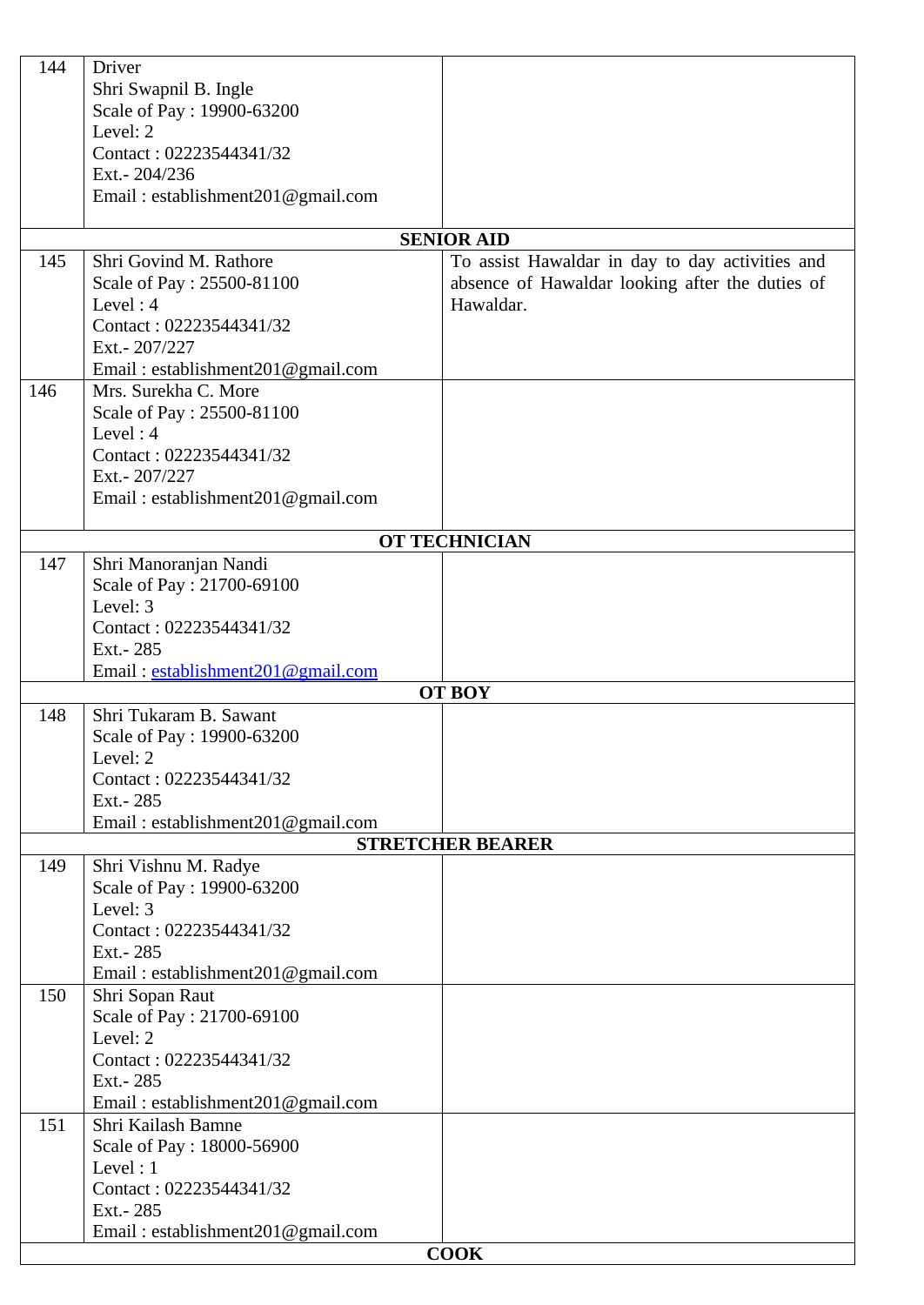| | | |
|---|---|---|
| 144 | Driver<br>Shri Swapnil B. Ingle<br>Scale of Pay : 19900-63200<br>Level: 2<br>Contact : 02223544341/32<br>Ext.- 204/236<br>Email : establishment201@gmail.com | |
| | **SENIOR AID** | |
| 145 | Shri Govind M. Rathore<br>Scale of Pay : 25500-81100<br>Level : 4<br>Contact : 02223544341/32<br>Ext.- 207/227<br>Email : establishment201@gmail.com | To assist Hawaldar in day to day activities and absence of Hawaldar looking after the duties of Hawaldar. |
| 146 | Mrs. Surekha C. More<br>Scale of Pay : 25500-81100<br>Level : 4<br>Contact : 02223544341/32<br>Ext.- 207/227<br>Email : establishment201@gmail.com | |
| | **OT TECHNICIAN** | |
| 147 | Shri Manoranjan Nandi<br>Scale of Pay : 21700-69100<br>Level: 3<br>Contact : 02223544341/32<br>Ext.- 285<br>Email : establishment201@gmail.com | |
| | **OT BOY** | |
| 148 | Shri Tukaram B. Sawant<br>Scale of Pay : 19900-63200<br>Level: 2<br>Contact : 02223544341/32<br>Ext.- 285<br>Email : establishment201@gmail.com | |
| | **STRETCHER BEARER** | |
| 149 | Shri Vishnu M. Radye<br>Scale of Pay : 19900-63200<br>Level: 3<br>Contact : 02223544341/32<br>Ext.- 285<br>Email : establishment201@gmail.com | |
| 150 | Shri Sopan Raut<br>Scale of Pay : 21700-69100<br>Level: 2<br>Contact : 02223544341/32<br>Ext.- 285<br>Email : establishment201@gmail.com | |
| 151 | Shri Kailash Bamne<br>Scale of Pay : 18000-56900<br>Level : 1<br>Contact : 02223544341/32<br>Ext.- 285<br>Email : establishment201@gmail.com | |
| | **COOK** | |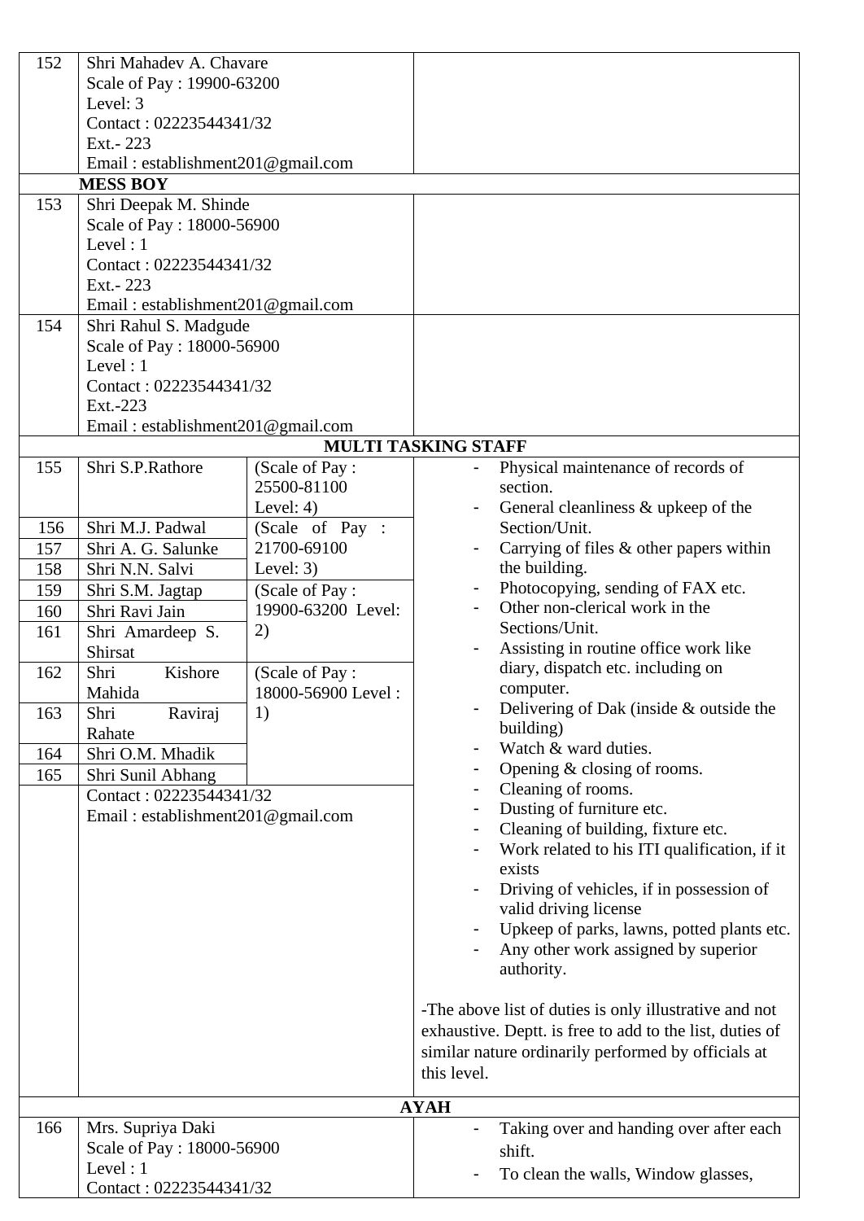| | | | |
|---|---|---|---|
| 152 | Shri Mahadev A. Chavare<br>Scale of Pay : 19900-63200<br>Level: 3<br>Contact : 02223544341/32<br>Ext.- 223<br>Email : establishment201@gmail.com | | |
| | **MESS BOY** | | |
| 153 | Shri Deepak M. Shinde<br>Scale of Pay : 18000-56900<br>Level : 1<br>Contact : 02223544341/32<br>Ext.- 223<br>Email : establishment201@gmail.com | | |
| 154 | Shri Rahul S. Madgude<br>Scale of Pay : 18000-56900<br>Level : 1<br>Contact : 02223544341/32<br>Ext.-223<br>Email : establishment201@gmail.com | | |
| | **MULTI TASKING STAFF** | | |
| 155 | Shri S.P.Rathore | (Scale of Pay : 25500-81100 Level: 4) | - Physical maintenance of records of section.<br>- General cleanliness & upkeep of the Section/Unit.<br>- Carrying of files & other papers within the building.<br>- Photocopying, sending of FAX etc.<br>- Other non-clerical work in the Sections/Unit.<br>- Assisting in routine office work like diary, dispatch etc. including on computer.<br>- Delivering of Dak (inside & outside the building)<br>- Watch & ward duties.<br>- Opening & closing of rooms.<br>- Cleaning of rooms.<br>- Dusting of furniture etc.<br>- Cleaning of building, fixture etc.<br>- Work related to his ITI qualification, if it exists<br>- Driving of vehicles, if in possession of valid driving license<br>- Upkeep of parks, lawns, potted plants etc.<br>- Any other work assigned by superior authority.<br><br>-The above list of duties is only illustrative and not exhaustive. Deptt. is free to add to the list, duties of similar nature ordinarily performed by officials at this level. |
| 156 | Shri M.J. Padwal | (Scale of Pay : 21700-69100 Level: 3) | |
| 157 | Shri A. G. Salunke | | |
| 158 | Shri N.N. Salvi | | |
| 159 | Shri S.M. Jagtap | (Scale of Pay : 19900-63200 Level: 2) | |
| 160 | Shri Ravi Jain | | |
| 161 | Shri Amardeep S. Shirsat | | |
| 162 | Shri Kishore Mahida | (Scale of Pay : 18000-56900 Level : 1) | |
| 163 | Shri Raviraj Rahate | | |
| 164 | Shri O.M. Mhadik | | |
| 165 | Shri Sunil Abhang | | |
| | Contact : 02223544341/32<br>Email : establishment201@gmail.com | | |
| | **AYAH** | | |
| 166 | Mrs. Supriya Daki<br>Scale of Pay : 18000-56900<br>Level : 1<br>Contact : 02223544341/32 | | - Taking over and handing over after each shift.<br>- To clean the walls, Window glasses, |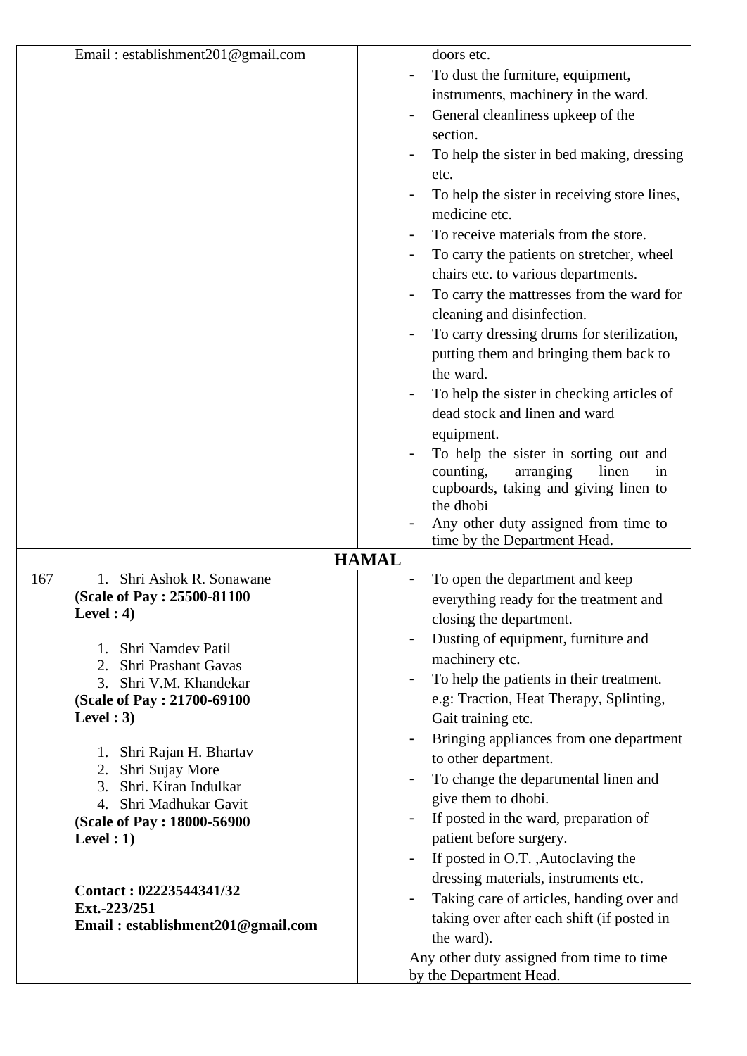| | | |
|---|---|---|
| | Email : establishment201@gmail.com | doors etc.<br>- To dust the furniture, equipment, instruments, machinery in the ward.<br>- General cleanliness upkeep of the section.<br>- To help the sister in bed making, dressing etc.<br>- To help the sister in receiving store lines, medicine etc.<br>- To receive materials from the store.<br>- To carry the patients on stretcher, wheel chairs etc. to various departments.<br>- To carry the mattresses from the ward for cleaning and disinfection.<br>- To carry dressing drums for sterilization, putting them and bringing them back to the ward.<br>- To help the sister in checking articles of dead stock and linen and ward equipment.<br>- To help the sister in sorting out and counting, arranging linen in cupboards, taking and giving linen to the dhobi<br>- Any other duty assigned from time to time by the Department Head. |
| | **HAMAL** | |
| 167 | 1. Shri Ashok R. Sonawane<br>**(Scale of Pay : 25500-81100 Level : 4)**<br><br>1. Shri Namdev Patil<br>2. Shri Prashant Gavas<br>3. Shri V.M. Khandekar<br>**(Scale of Pay : 21700-69100 Level : 3)**<br><br>1. Shri Rajan H. Bhartav<br>2. Shri Sujay More<br>3. Shri. Kiran Indulkar<br>4. Shri Madhukar Gavit<br>**(Scale of Pay : 18000-56900 Level : 1)**<br><br>**Contact : 02223544341/32 Ext.-223/251**<br>**Email : establishment201@gmail.com** | - To open the department and keep everything ready for the treatment and closing the department.<br>- Dusting of equipment, furniture and machinery etc.<br>- To help the patients in their treatment. e.g: Traction, Heat Therapy, Splinting, Gait training etc.<br>- Bringing appliances from one department to other department.<br>- To change the departmental linen and give them to dhobi.<br>- If posted in the ward, preparation of patient before surgery.<br>- If posted in O.T. ,Autoclaving the dressing materials, instruments etc.<br>- Taking care of articles, handing over and taking over after each shift (if posted in the ward).<br>Any other duty assigned from time to time by the Department Head. |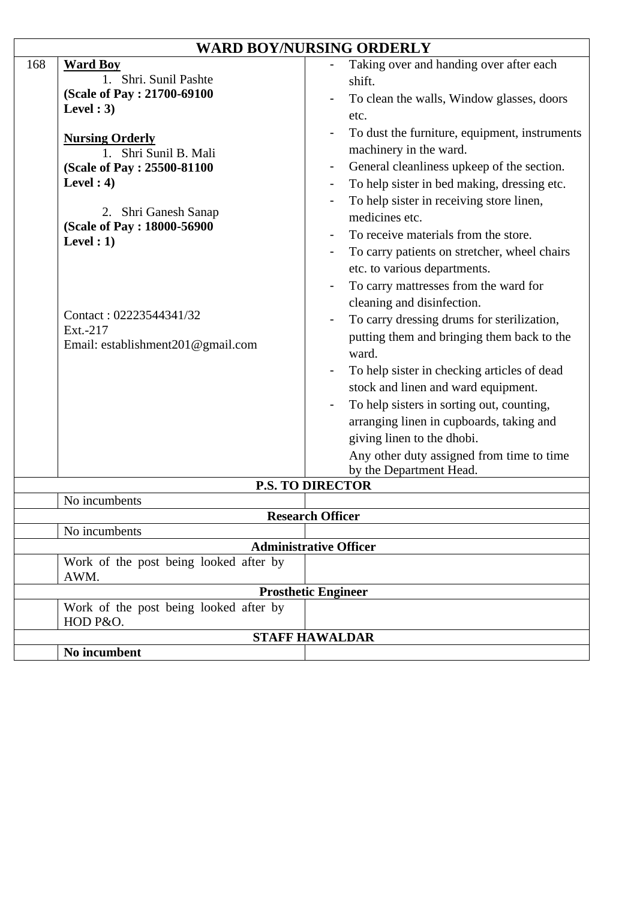| | | |
|---|---|---|
| **WARD BOY/NURSING ORDERLY** | | |
| 168 | **Ward Boy**<br>1. Shri. Sunil Pashte<br>**(Scale of Pay : 21700-69100 Level : 3)**<br><br>**Nursing Orderly**<br>1. Shri Sunil B. Mali<br>**(Scale of Pay : 25500-81100 Level : 4)**<br><br>2. Shri Ganesh Sanap<br>**(Scale of Pay : 18000-56900 Level : 1)**<br><br>Contact : 02223544341/32<br>Ext.-217<br>Email: establishment201@gmail.com | - Taking over and handing over after each shift.<br>- To clean the walls, Window glasses, doors etc.<br>- To dust the furniture, equipment, instruments machinery in the ward.<br>- General cleanliness upkeep of the section.<br>- To help sister in bed making, dressing etc.<br>- To help sister in receiving store linen, medicines etc.<br>- To receive materials from the store.<br>- To carry patients on stretcher, wheel chairs etc. to various departments.<br>- To carry mattresses from the ward for cleaning and disinfection.<br>- To carry dressing drums for sterilization, putting them and bringing them back to the ward.<br>- To help sister in checking articles of dead stock and linen and ward equipment.<br>- To help sisters in sorting out, counting, arranging linen in cupboards, taking and giving linen to the dhobi.<br>Any other duty assigned from time to time by the Department Head. |
| **P.S. TO DIRECTOR** | | |
| | No incumbents | |
| **Research Officer** | | |
| | No incumbents | |
| **Administrative Officer** | | |
| | Work of the post being looked after by AWM. | |
| **Prosthetic Engineer** | | |
| | Work of the post being looked after by HOD P&O. | |
| **STAFF HAWALDAR** | | |
| | **No incumbent** | |